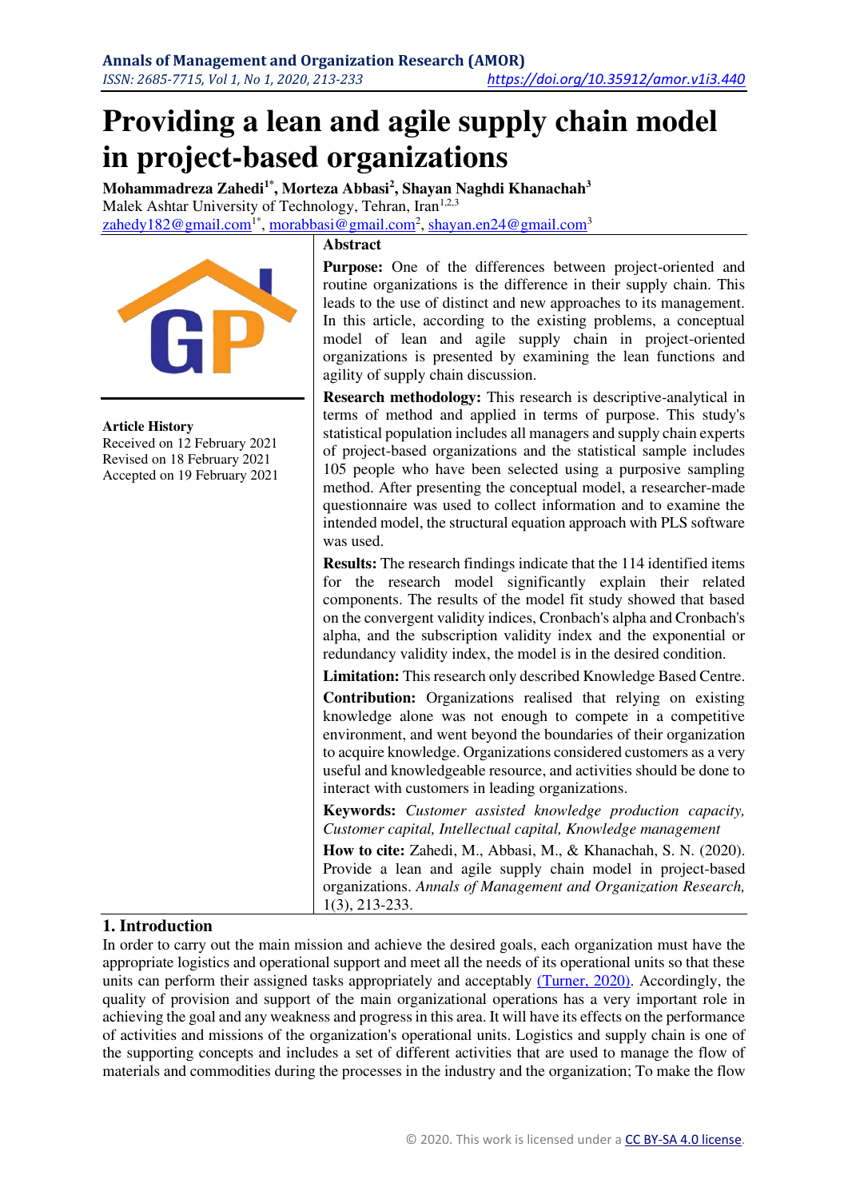# Providing a lean and agile supply chain model in project-based organizations

**Mohammadreza Zahedi[1*], Morteza Abbasi[2], Shayan Naghdi Khanachah[3]**

Malek Ashtar University of Technology, Tehran, Iran[1,2,3]

zahedy182@gmail.com[1*], morabbasi@gmail.com[2], shayan.en24@gmail.com[3]

**Article History**

Received on 12 February 2021
Revised on 18 February 2021
Accepted on 19 February 2021

## Abstract

**Purpose:** One of the differences between project-oriented and routine organizations is the difference in their supply chain. This leads to the use of distinct and new approaches to its management. In this article, according to the existing problems, a conceptual model of lean and agile supply chain in project-oriented organizations is presented by examining the lean functions and agility of supply chain discussion.

**Research methodology:** This research is descriptive-analytical in terms of method and applied in terms of purpose. This study's statistical population includes all managers and supply chain experts of project-based organizations and the statistical sample includes 105 people who have been selected using a purposive sampling method. After presenting the conceptual model, a researcher-made questionnaire was used to collect information and to examine the intended model, the structural equation approach with PLS software was used.

**Results:** The research findings indicate that the 114 identified items for the research model significantly explain their related components. The results of the model fit study showed that based on the convergent validity indices, Cronbach's alpha and Cronbach's alpha, and the subscription validity index and the exponential or redundancy validity index, the model is in the desired condition.

**Limitation:** This research only described Knowledge Based Centre.

**Contribution:** Organizations realised that relying on existing knowledge alone was not enough to compete in a competitive environment, and went beyond the boundaries of their organization to acquire knowledge. Organizations considered customers as a very useful and knowledgeable resource, and activities should be done to interact with customers in leading organizations.

**Keywords:** *Customer assisted knowledge production capacity, Customer capital, Intellectual capital, Knowledge management*

**How to cite:** Zahedi, M., Abbasi, M., & Khanachah, S. N. (2020). Provide a lean and agile supply chain model in project-based organizations. *Annals of Management and Organization Research,* 1(3), 213-233.

## 1. Introduction

In order to carry out the main mission and achieve the desired goals, each organization must have the appropriate logistics and operational support and meet all the needs of its operational units so that these units can perform their assigned tasks appropriately and acceptably (Turner, 2020). Accordingly, the quality of provision and support of the main organizational operations has a very important role in achieving the goal and any weakness and progress in this area. It will have its effects on the performance of activities and missions of the organization's operational units. Logistics and supply chain is one of the supporting concepts and includes a set of different activities that are used to manage the flow of materials and commodities during the processes in the industry and the organization; To make the flow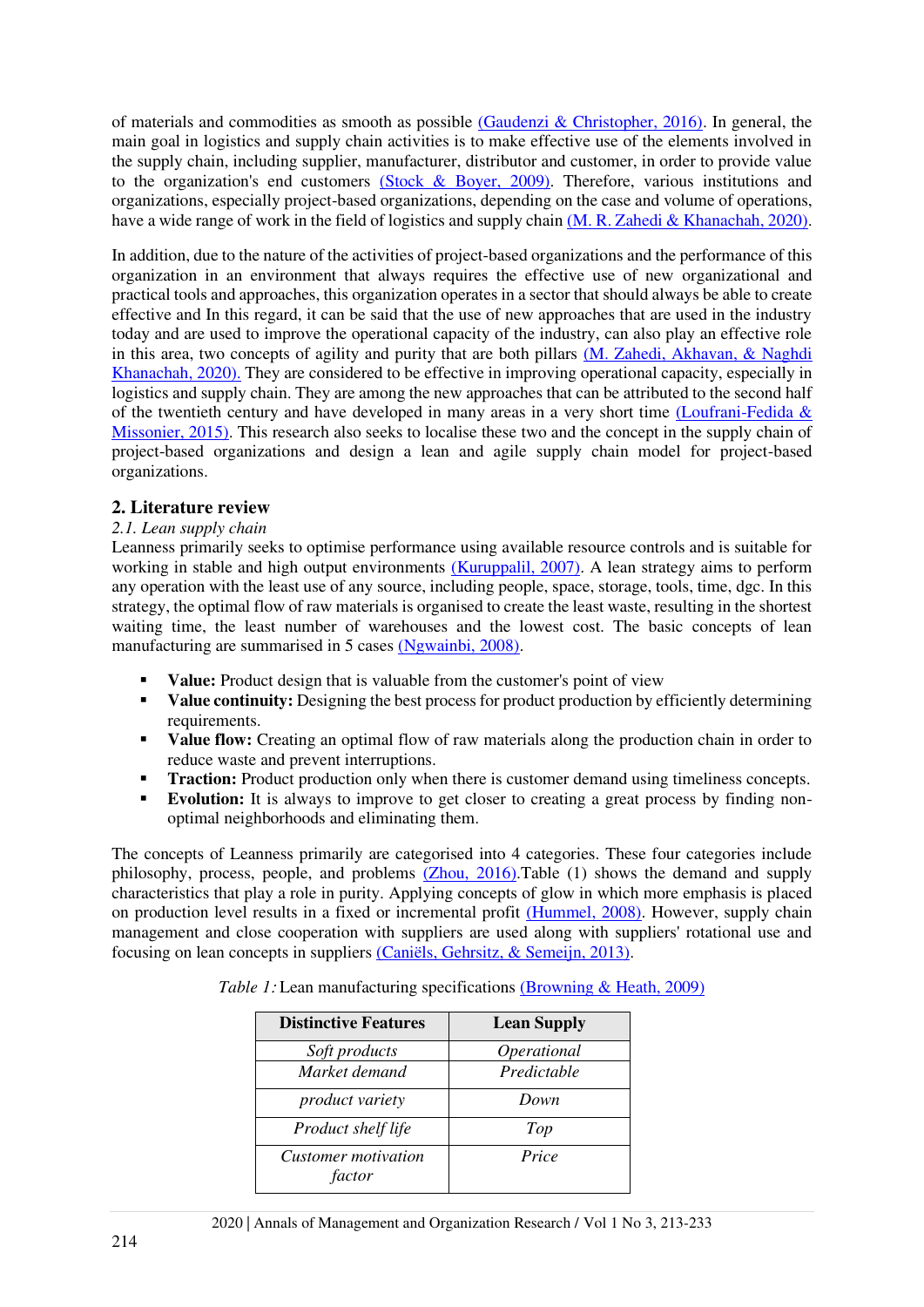of materials and commodities as smooth as possible (Gaudenzi & Christopher, 2016). In general, the main goal in logistics and supply chain activities is to make effective use of the elements involved in the supply chain, including supplier, manufacturer, distributor and customer, in order to provide value to the organization's end customers (Stock & Boyer, 2009). Therefore, various institutions and organizations, especially project-based organizations, depending on the case and volume of operations, have a wide range of work in the field of logistics and supply chain (M. R. Zahedi & Khanachah, 2020).

In addition, due to the nature of the activities of project-based organizations and the performance of this organization in an environment that always requires the effective use of new organizational and practical tools and approaches, this organization operates in a sector that should always be able to create effective and In this regard, it can be said that the use of new approaches that are used in the industry today and are used to improve the operational capacity of the industry, can also play an effective role in this area, two concepts of agility and purity that are both pillars (M. Zahedi, Akhavan, & Naghdi Khanachah, 2020). They are considered to be effective in improving operational capacity, especially in logistics and supply chain. They are among the new approaches that can be attributed to the second half of the twentieth century and have developed in many areas in a very short time (Loufrani-Fedida & Missonier, 2015). This research also seeks to localise these two and the concept in the supply chain of project-based organizations and design a lean and agile supply chain model for project-based organizations.

## 2. Literature review

*2.1. Lean supply chain*

Leanness primarily seeks to optimise performance using available resource controls and is suitable for working in stable and high output environments (Kuruppalil, 2007). A lean strategy aims to perform any operation with the least use of any source, including people, space, storage, tools, time, dgc. In this strategy, the optimal flow of raw materials is organised to create the least waste, resulting in the shortest waiting time, the least number of warehouses and the lowest cost. The basic concepts of lean manufacturing are summarised in 5 cases (Ngwainbi, 2008).

- **Value:** Product design that is valuable from the customer's point of view
- **Value continuity:** Designing the best process for product production by efficiently determining requirements.
- **Value flow:** Creating an optimal flow of raw materials along the production chain in order to reduce waste and prevent interruptions.
- **Traction:** Product production only when there is customer demand using timeliness concepts.
- **Evolution:** It is always to improve to get closer to creating a great process by finding non-optimal neighborhoods and eliminating them.

The concepts of Leanness primarily are categorised into 4 categories. These four categories include philosophy, process, people, and problems (Zhou, 2016).Table (1) shows the demand and supply characteristics that play a role in purity. Applying concepts of glow in which more emphasis is placed on production level results in a fixed or incremental profit (Hummel, 2008). However, supply chain management and close cooperation with suppliers are used along with suppliers' rotational use and focusing on lean concepts in suppliers (Caniëls, Gehrsitz, & Semeijn, 2013).

*Table 1:* Lean manufacturing specifications (Browning & Heath, 2009)

| Distinctive Features | Lean Supply |
|---|---|
| *Soft products* | *Operational* |
| *Market demand* | *Predictable* |
| *product variety* | *Down* |
| *Product shelf life* | *Top* |
| *Customer motivation factor* | *Price* |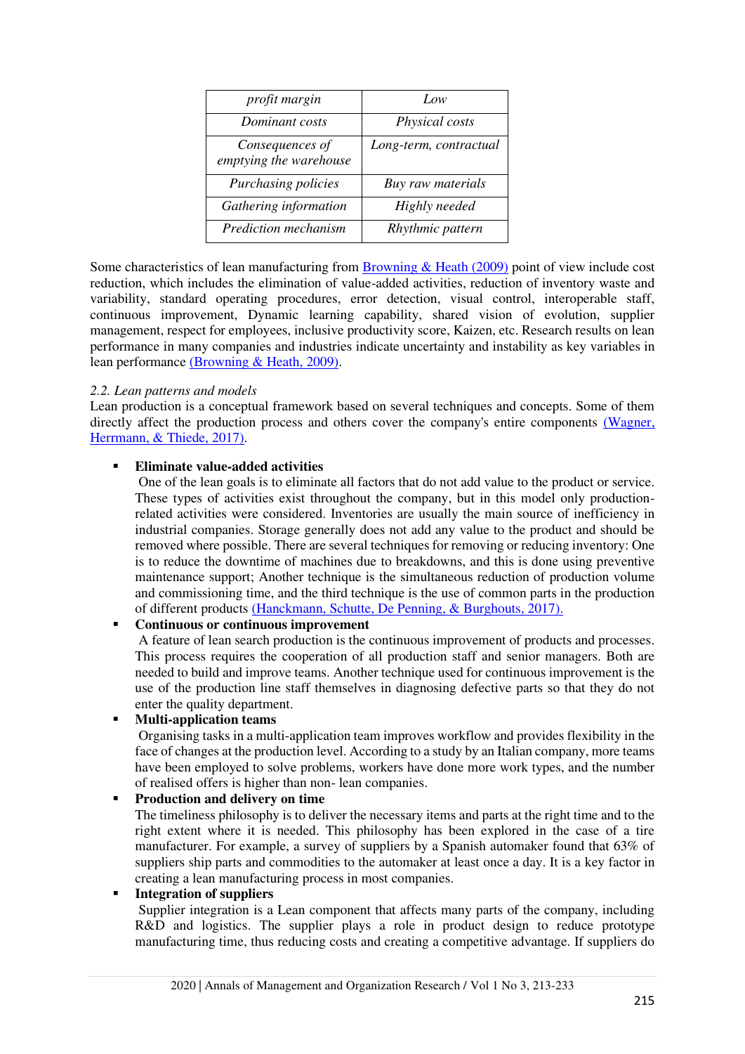| *profit margin* | *Low* |
|---|---|
| *Dominant costs* | *Physical costs* |
| *Consequences of emptying the warehouse* | *Long-term, contractual* |
| *Purchasing policies* | *Buy raw materials* |
| *Gathering information* | *Highly needed* |
| *Prediction mechanism* | *Rhythmic pattern* |

Some characteristics of lean manufacturing from Browning & Heath (2009) point of view include cost reduction, which includes the elimination of value-added activities, reduction of inventory waste and variability, standard operating procedures, error detection, visual control, interoperable staff, continuous improvement, Dynamic learning capability, shared vision of evolution, supplier management, respect for employees, inclusive productivity score, Kaizen, etc. Research results on lean performance in many companies and industries indicate uncertainty and instability as key variables in lean performance (Browning & Heath, 2009).

*2.2. Lean patterns and models*

Lean production is a conceptual framework based on several techniques and concepts. Some of them directly affect the production process and others cover the company's entire components (Wagner, Herrmann, & Thiede, 2017).

- **Eliminate value-added activities**
  One of the lean goals is to eliminate all factors that do not add value to the product or service. These types of activities exist throughout the company, but in this model only production-related activities were considered. Inventories are usually the main source of inefficiency in industrial companies. Storage generally does not add any value to the product and should be removed where possible. There are several techniques for removing or reducing inventory: One is to reduce the downtime of machines due to breakdowns, and this is done using preventive maintenance support; Another technique is the simultaneous reduction of production volume and commissioning time, and the third technique is the use of common parts in the production of different products (Hanckmann, Schutte, De Penning, & Burghouts, 2017).
- **Continuous or continuous improvement**
  A feature of lean search production is the continuous improvement of products and processes. This process requires the cooperation of all production staff and senior managers. Both are needed to build and improve teams. Another technique used for continuous improvement is the use of the production line staff themselves in diagnosing defective parts so that they do not enter the quality department.
- **Multi-application teams**
  Organising tasks in a multi-application team improves workflow and provides flexibility in the face of changes at the production level. According to a study by an Italian company, more teams have been employed to solve problems, workers have done more work types, and the number of realised offers is higher than non- lean companies.
- **Production and delivery on time**
  The timeliness philosophy is to deliver the necessary items and parts at the right time and to the right extent where it is needed. This philosophy has been explored in the case of a tire manufacturer. For example, a survey of suppliers by a Spanish automaker found that 63% of suppliers ship parts and commodities to the automaker at least once a day. It is a key factor in creating a lean manufacturing process in most companies.
- **Integration of suppliers**
  Supplier integration is a Lean component that affects many parts of the company, including R&D and logistics. The supplier plays a role in product design to reduce prototype manufacturing time, thus reducing costs and creating a competitive advantage. If suppliers do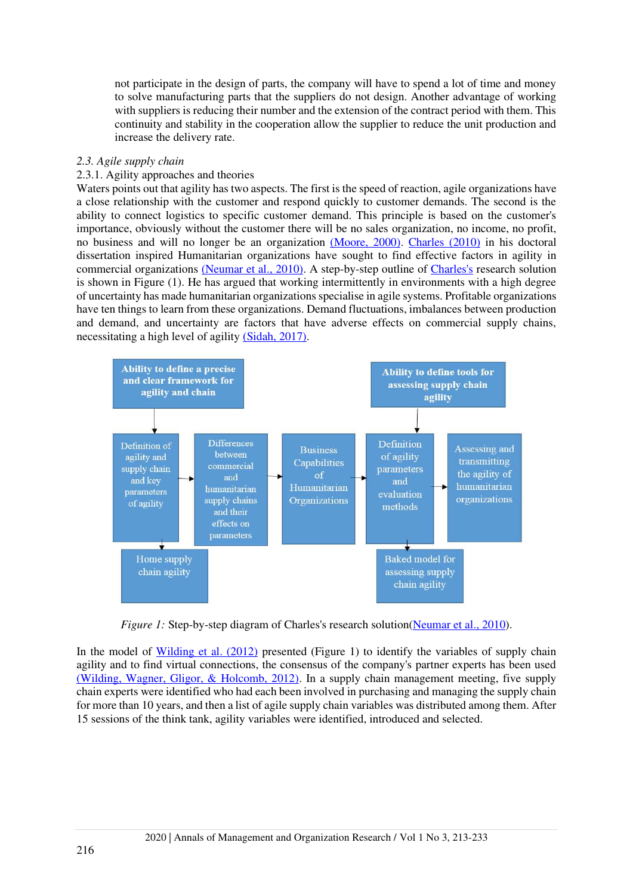not participate in the design of parts, the company will have to spend a lot of time and money to solve manufacturing parts that the suppliers do not design. Another advantage of working with suppliers is reducing their number and the extension of the contract period with them. This continuity and stability in the cooperation allow the supplier to reduce the unit production and increase the delivery rate.

## *2.3. Agile supply chain*

### 2.3.1. Agility approaches and theories

Waters points out that agility has two aspects. The first is the speed of reaction, agile organizations have a close relationship with the customer and respond quickly to customer demands. The second is the ability to connect logistics to specific customer demand. This principle is based on the customer's importance, obviously without the customer there will be no sales organization, no income, no profit, no business and will no longer be an organization (Moore, 2000). Charles (2010) in his doctoral dissertation inspired Humanitarian organizations have sought to find effective factors in agility in commercial organizations (Neumar et al., 2010). A step-by-step outline of Charles's research solution is shown in Figure (1). He has argued that working intermittently in environments with a high degree of uncertainty has made humanitarian organizations specialise in agile systems. Profitable organizations have ten things to learn from these organizations. Demand fluctuations, imbalances between production and demand, and uncertainty are factors that have adverse effects on commercial supply chains, necessitating a high level of agility (Sidah, 2017).

**Ability to define a precise and clear framework for agility and chain**

**Ability to define tools for assessing supply chain agility**

Definition of agility and supply chain and key parameters of agility → Differences between commercial and humanitarian supply chains and their effects on parameters → Business Capabilities of Humanitarian Organizations → Definition of agility parameters and evaluation methods → Assessing and transmitting the agility of humanitarian organizations

Home supply chain agility

Baked model for assessing supply chain agility

*Figure 1:* Step-by-step diagram of Charles's research solution(Neumar et al., 2010).

In the model of Wilding et al. (2012) presented (Figure 1) to identify the variables of supply chain agility and to find virtual connections, the consensus of the company's partner experts has been used (Wilding, Wagner, Gligor, & Holcomb, 2012). In a supply chain management meeting, five supply chain experts were identified who had each been involved in purchasing and managing the supply chain for more than 10 years, and then a list of agile supply chain variables was distributed among them. After 15 sessions of the think tank, agility variables were identified, introduced and selected.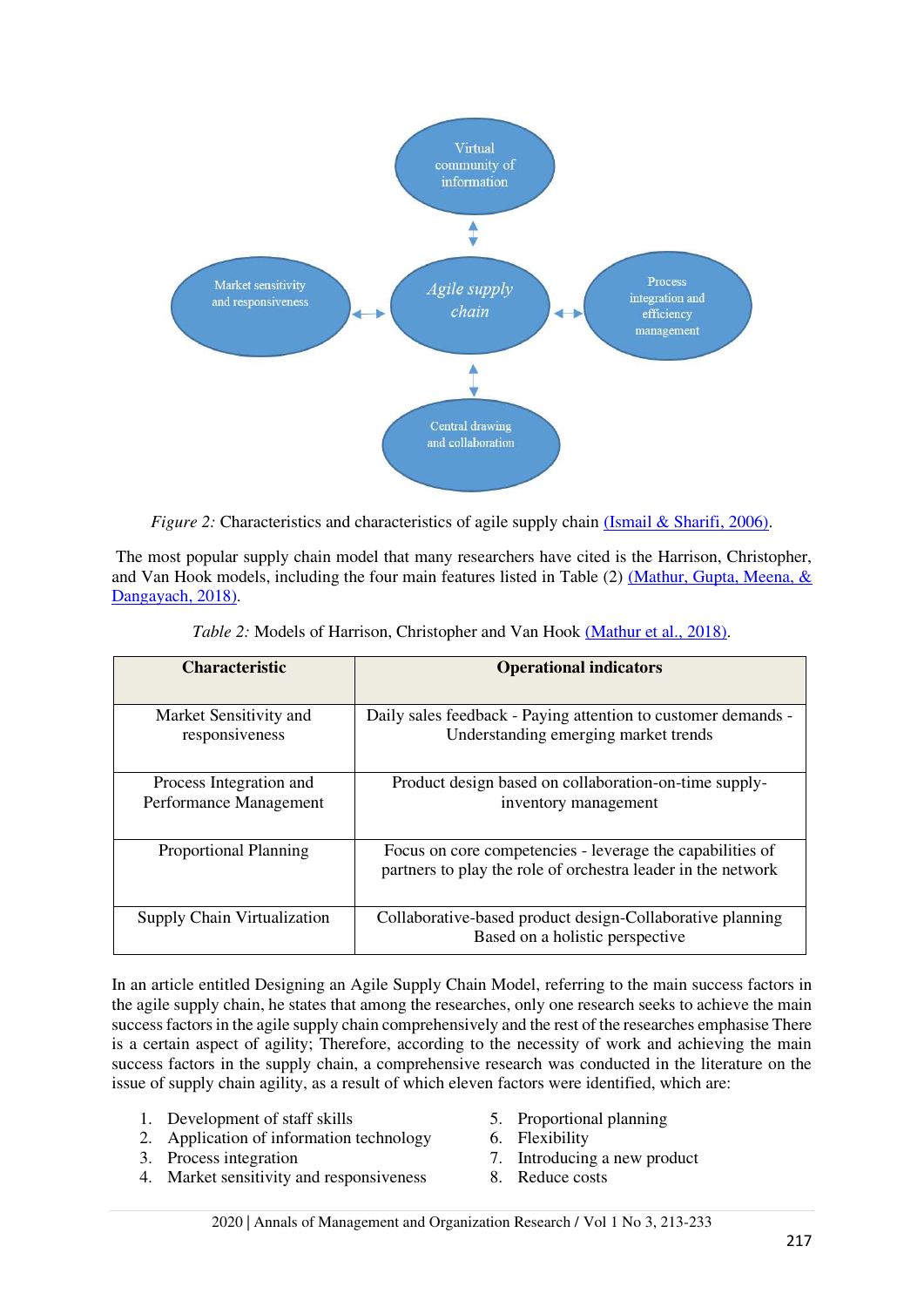Virtual community of information

Market sensitivity and responsiveness

Agile supply chain

Process integration and efficiency management

Central drawing and collaboration

*Figure 2:* Characteristics and characteristics of agile supply chain (Ismail & Sharifi, 2006).

The most popular supply chain model that many researchers have cited is the Harrison, Christopher, and Van Hook models, including the four main features listed in Table (2) (Mathur, Gupta, Meena, & Dangayach, 2018).

*Table 2:* Models of Harrison, Christopher and Van Hook (Mathur et al., 2018).

| Characteristic | Operational indicators |
|---|---|
| Market Sensitivity and responsiveness | Daily sales feedback - Paying attention to customer demands - Understanding emerging market trends |
| Process Integration and Performance Management | Product design based on collaboration-on-time supply-inventory management |
| Proportional Planning | Focus on core competencies - leverage the capabilities of partners to play the role of orchestra leader in the network |
| Supply Chain Virtualization | Collaborative-based product design-Collaborative planning Based on a holistic perspective |

In an article entitled Designing an Agile Supply Chain Model, referring to the main success factors in the agile supply chain, he states that among the researches, only one research seeks to achieve the main success factors in the agile supply chain comprehensively and the rest of the researches emphasise There is a certain aspect of agility; Therefore, according to the necessity of work and achieving the main success factors in the supply chain, a comprehensive research was conducted in the literature on the issue of supply chain agility, as a result of which eleven factors were identified, which are:

1. Development of staff skills
2. Application of information technology
3. Process integration
4. Market sensitivity and responsiveness
5. Proportional planning
6. Flexibility
7. Introducing a new product
8. Reduce costs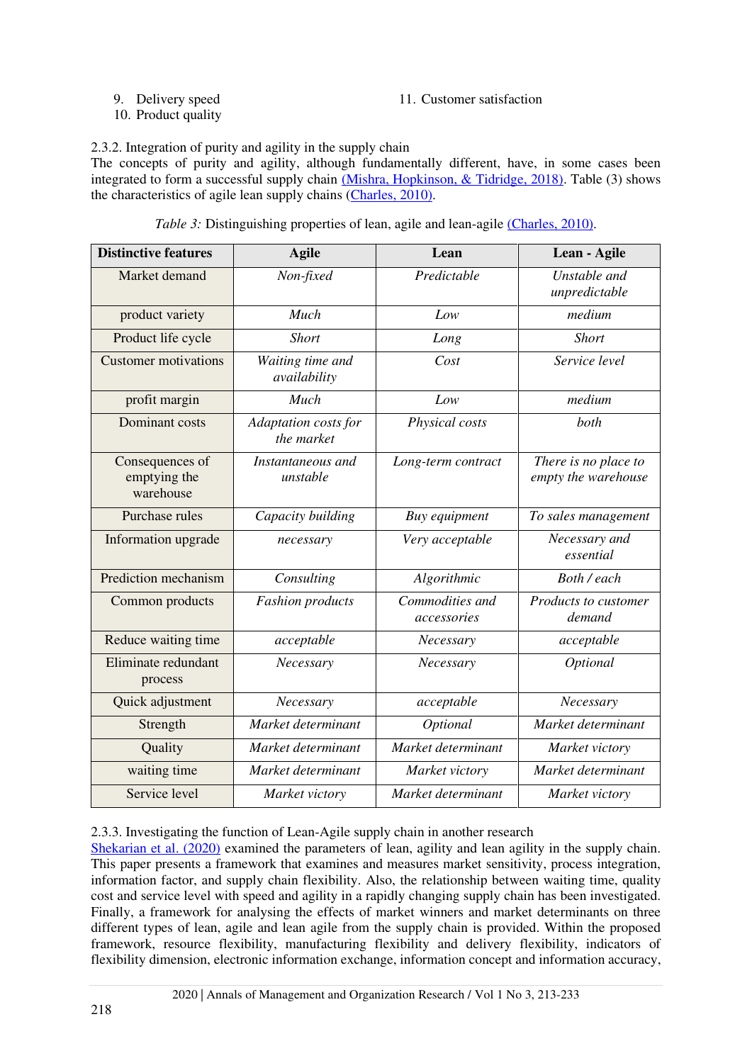9. Delivery speed
10. Product quality
11. Customer satisfaction

### 2.3.2. Integration of purity and agility in the supply chain

The concepts of purity and agility, although fundamentally different, have, in some cases been integrated to form a successful supply chain (Mishra, Hopkinson, & Tidridge, 2018). Table (3) shows the characteristics of agile lean supply chains (Charles, 2010).

*Table 3:* Distinguishing properties of lean, agile and lean-agile (Charles, 2010).

| Distinctive features | Agile | Lean | Lean - Agile |
|---|---|---|---|
| Market demand | *Non-fixed* | *Predictable* | *Unstable and unpredictable* |
| product variety | *Much* | *Low* | *medium* |
| Product life cycle | *Short* | *Long* | *Short* |
| Customer motivations | *Waiting time and availability* | *Cost* | *Service level* |
| profit margin | *Much* | *Low* | *medium* |
| Dominant costs | *Adaptation costs for the market* | *Physical costs* | *both* |
| Consequences of emptying the warehouse | *Instantaneous and unstable* | *Long-term contract* | *There is no place to empty the warehouse* |
| Purchase rules | *Capacity building* | *Buy equipment* | *To sales management* |
| Information upgrade | *necessary* | *Very acceptable* | *Necessary and essential* |
| Prediction mechanism | *Consulting* | *Algorithmic* | *Both / each* |
| Common products | *Fashion products* | *Commodities and accessories* | *Products to customer demand* |
| Reduce waiting time | *acceptable* | *Necessary* | *acceptable* |
| Eliminate redundant process | *Necessary* | *Necessary* | *Optional* |
| Quick adjustment | *Necessary* | *acceptable* | *Necessary* |
| Strength | *Market determinant* | *Optional* | *Market determinant* |
| Quality | *Market determinant* | *Market determinant* | *Market victory* |
| waiting time | *Market determinant* | *Market victory* | *Market determinant* |
| Service level | *Market victory* | *Market determinant* | *Market victory* |

### 2.3.3. Investigating the function of Lean-Agile supply chain in another research

Shekarian et al. (2020) examined the parameters of lean, agility and lean agility in the supply chain. This paper presents a framework that examines and measures market sensitivity, process integration, information factor, and supply chain flexibility. Also, the relationship between waiting time, quality cost and service level with speed and agility in a rapidly changing supply chain has been investigated. Finally, a framework for analysing the effects of market winners and market determinants on three different types of lean, agile and lean agile from the supply chain is provided. Within the proposed framework, resource flexibility, manufacturing flexibility and delivery flexibility, indicators of flexibility dimension, electronic information exchange, information concept and information accuracy,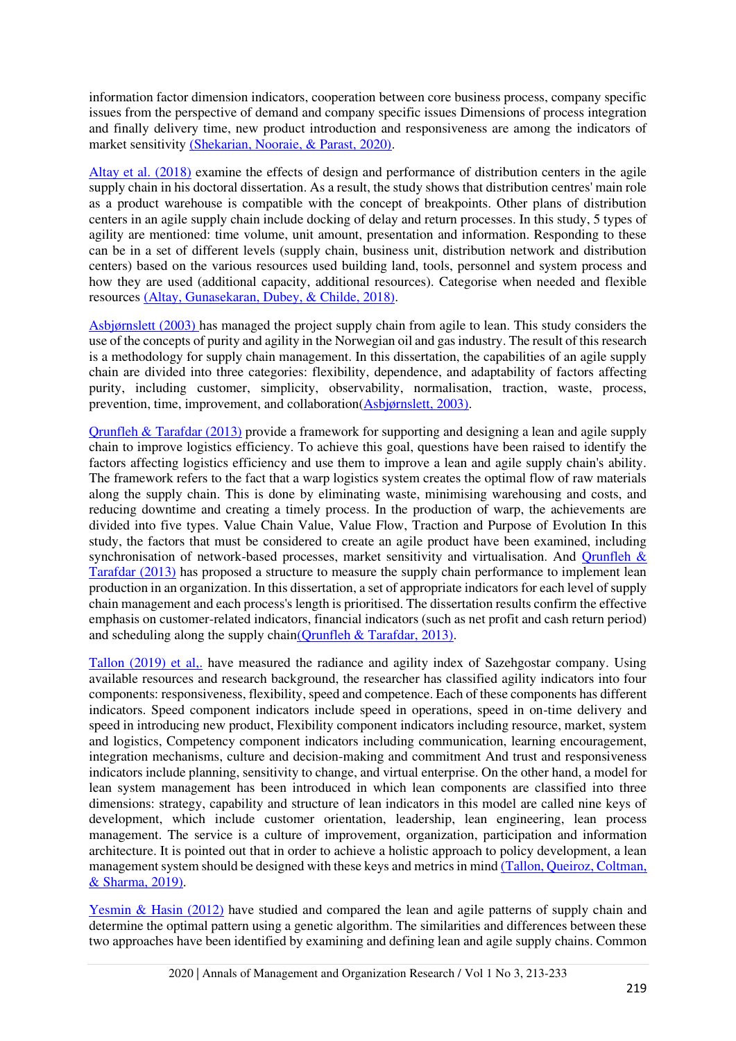information factor dimension indicators, cooperation between core business process, company specific issues from the perspective of demand and company specific issues Dimensions of process integration and finally delivery time, new product introduction and responsiveness are among the indicators of market sensitivity (Shekarian, Nooraie, & Parast, 2020).

Altay et al. (2018) examine the effects of design and performance of distribution centers in the agile supply chain in his doctoral dissertation. As a result, the study shows that distribution centres' main role as a product warehouse is compatible with the concept of breakpoints. Other plans of distribution centers in an agile supply chain include docking of delay and return processes. In this study, 5 types of agility are mentioned: time volume, unit amount, presentation and information. Responding to these can be in a set of different levels (supply chain, business unit, distribution network and distribution centers) based on the various resources used building land, tools, personnel and system process and how they are used (additional capacity, additional resources). Categorise when needed and flexible resources (Altay, Gunasekaran, Dubey, & Childe, 2018).

Asbjørnslett (2003) has managed the project supply chain from agile to lean. This study considers the use of the concepts of purity and agility in the Norwegian oil and gas industry. The result of this research is a methodology for supply chain management. In this dissertation, the capabilities of an agile supply chain are divided into three categories: flexibility, dependence, and adaptability of factors affecting purity, including customer, simplicity, observability, normalisation, traction, waste, process, prevention, time, improvement, and collaboration(Asbjørnslett, 2003).

Qrunfleh & Tarafdar (2013) provide a framework for supporting and designing a lean and agile supply chain to improve logistics efficiency. To achieve this goal, questions have been raised to identify the factors affecting logistics efficiency and use them to improve a lean and agile supply chain's ability. The framework refers to the fact that a warp logistics system creates the optimal flow of raw materials along the supply chain. This is done by eliminating waste, minimising warehousing and costs, and reducing downtime and creating a timely process. In the production of warp, the achievements are divided into five types. Value Chain Value, Value Flow, Traction and Purpose of Evolution In this study, the factors that must be considered to create an agile product have been examined, including synchronisation of network-based processes, market sensitivity and virtualisation. And Qrunfleh & Tarafdar (2013) has proposed a structure to measure the supply chain performance to implement lean production in an organization. In this dissertation, a set of appropriate indicators for each level of supply chain management and each process's length is prioritised. The dissertation results confirm the effective emphasis on customer-related indicators, financial indicators (such as net profit and cash return period) and scheduling along the supply chain(Qrunfleh & Tarafdar, 2013).

Tallon (2019) et al., have measured the radiance and agility index of Sazehgostar company. Using available resources and research background, the researcher has classified agility indicators into four components: responsiveness, flexibility, speed and competence. Each of these components has different indicators. Speed component indicators include speed in operations, speed in on-time delivery and speed in introducing new product, Flexibility component indicators including resource, market, system and logistics, Competency component indicators including communication, learning encouragement, integration mechanisms, culture and decision-making and commitment And trust and responsiveness indicators include planning, sensitivity to change, and virtual enterprise. On the other hand, a model for lean system management has been introduced in which lean components are classified into three dimensions: strategy, capability and structure of lean indicators in this model are called nine keys of development, which include customer orientation, leadership, lean engineering, lean process management. The service is a culture of improvement, organization, participation and information architecture. It is pointed out that in order to achieve a holistic approach to policy development, a lean management system should be designed with these keys and metrics in mind (Tallon, Queiroz, Coltman, & Sharma, 2019).

Yesmin & Hasin (2012) have studied and compared the lean and agile patterns of supply chain and determine the optimal pattern using a genetic algorithm. The similarities and differences between these two approaches have been identified by examining and defining lean and agile supply chains. Common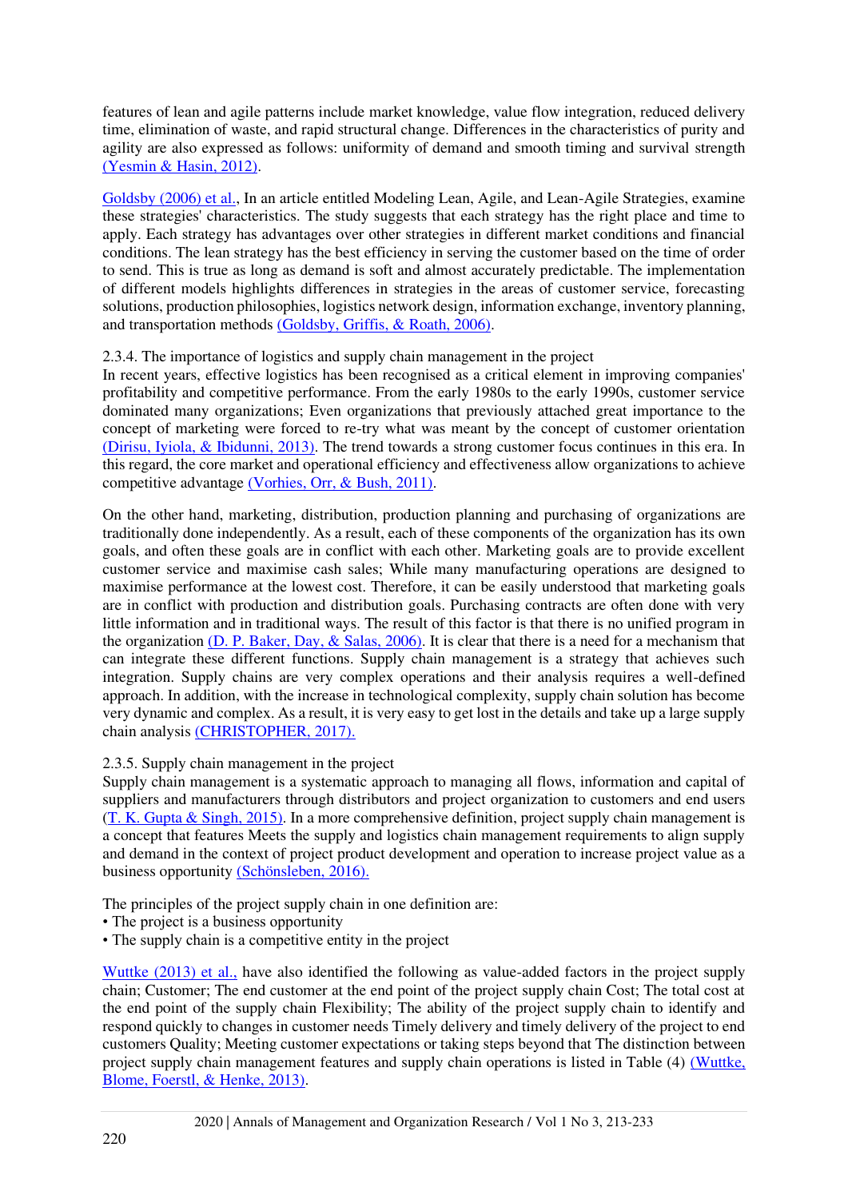features of lean and agile patterns include market knowledge, value flow integration, reduced delivery time, elimination of waste, and rapid structural change. Differences in the characteristics of purity and agility are also expressed as follows: uniformity of demand and smooth timing and survival strength (Yesmin & Hasin, 2012).

Goldsby (2006) et al., In an article entitled Modeling Lean, Agile, and Lean-Agile Strategies, examine these strategies' characteristics. The study suggests that each strategy has the right place and time to apply. Each strategy has advantages over other strategies in different market conditions and financial conditions. The lean strategy has the best efficiency in serving the customer based on the time of order to send. This is true as long as demand is soft and almost accurately predictable. The implementation of different models highlights differences in strategies in the areas of customer service, forecasting solutions, production philosophies, logistics network design, information exchange, inventory planning, and transportation methods (Goldsby, Griffis, & Roath, 2006).

### 2.3.4. The importance of logistics and supply chain management in the project

In recent years, effective logistics has been recognised as a critical element in improving companies' profitability and competitive performance. From the early 1980s to the early 1990s, customer service dominated many organizations; Even organizations that previously attached great importance to the concept of marketing were forced to re-try what was meant by the concept of customer orientation (Dirisu, Iyiola, & Ibidunni, 2013). The trend towards a strong customer focus continues in this era. In this regard, the core market and operational efficiency and effectiveness allow organizations to achieve competitive advantage (Vorhies, Orr, & Bush, 2011).

On the other hand, marketing, distribution, production planning and purchasing of organizations are traditionally done independently. As a result, each of these components of the organization has its own goals, and often these goals are in conflict with each other. Marketing goals are to provide excellent customer service and maximise cash sales; While many manufacturing operations are designed to maximise performance at the lowest cost. Therefore, it can be easily understood that marketing goals are in conflict with production and distribution goals. Purchasing contracts are often done with very little information and in traditional ways. The result of this factor is that there is no unified program in the organization (D. P. Baker, Day, & Salas, 2006). It is clear that there is a need for a mechanism that can integrate these different functions. Supply chain management is a strategy that achieves such integration. Supply chains are very complex operations and their analysis requires a well-defined approach. In addition, with the increase in technological complexity, supply chain solution has become very dynamic and complex. As a result, it is very easy to get lost in the details and take up a large supply chain analysis (CHRISTOPHER, 2017).

### 2.3.5. Supply chain management in the project

Supply chain management is a systematic approach to managing all flows, information and capital of suppliers and manufacturers through distributors and project organization to customers and end users (T. K. Gupta & Singh, 2015). In a more comprehensive definition, project supply chain management is a concept that features Meets the supply and logistics chain management requirements to align supply and demand in the context of project product development and operation to increase project value as a business opportunity (Schönsleben, 2016).

The principles of the project supply chain in one definition are:

- The project is a business opportunity
- The supply chain is a competitive entity in the project

Wuttke (2013) et al., have also identified the following as value-added factors in the project supply chain; Customer; The end customer at the end point of the project supply chain Cost; The total cost at the end point of the supply chain Flexibility; The ability of the project supply chain to identify and respond quickly to changes in customer needs Timely delivery and timely delivery of the project to end customers Quality; Meeting customer expectations or taking steps beyond that The distinction between project supply chain management features and supply chain operations is listed in Table (4) (Wuttke, Blome, Foerstl, & Henke, 2013).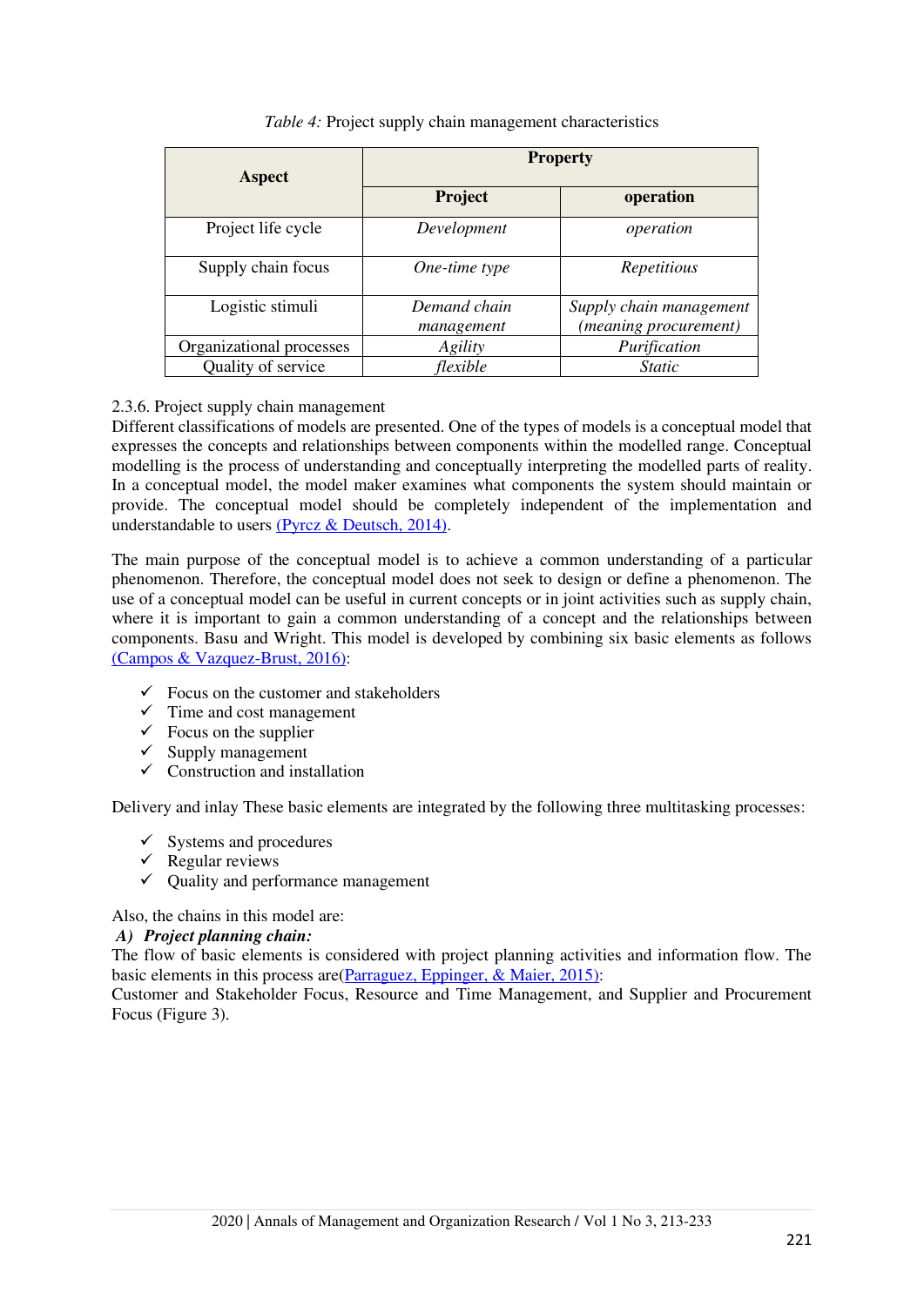*Table 4:* Project supply chain management characteristics

| Aspect | Property | |
|---|---|---|
| | **Project** | **operation** |
| Project life cycle | *Development* | *operation* |
| Supply chain focus | *One-time type* | *Repetitious* |
| Logistic stimuli | *Demand chain management* | *Supply chain management (meaning procurement)* |
| Organizational processes | *Agility* | *Purification* |
| Quality of service | *flexible* | *Static* |

2.3.6. Project supply chain management

Different classifications of models are presented. One of the types of models is a conceptual model that expresses the concepts and relationships between components within the modelled range. Conceptual modelling is the process of understanding and conceptually interpreting the modelled parts of reality. In a conceptual model, the model maker examines what components the system should maintain or provide. The conceptual model should be completely independent of the implementation and understandable to users (Pyrcz & Deutsch, 2014).

The main purpose of the conceptual model is to achieve a common understanding of a particular phenomenon. Therefore, the conceptual model does not seek to design or define a phenomenon. The use of a conceptual model can be useful in current concepts or in joint activities such as supply chain, where it is important to gain a common understanding of a concept and the relationships between components. Basu and Wright. This model is developed by combining six basic elements as follows (Campos & Vazquez-Brust, 2016):

- ✓ Focus on the customer and stakeholders
- ✓ Time and cost management
- ✓ Focus on the supplier
- ✓ Supply management
- ✓ Construction and installation

Delivery and inlay These basic elements are integrated by the following three multitasking processes:

- ✓ Systems and procedures
- ✓ Regular reviews
- ✓ Quality and performance management

Also, the chains in this model are:

***A) Project planning chain:***

The flow of basic elements is considered with project planning activities and information flow. The basic elements in this process are(Parraguez, Eppinger, & Maier, 2015):

Customer and Stakeholder Focus, Resource and Time Management, and Supplier and Procurement Focus (Figure 3).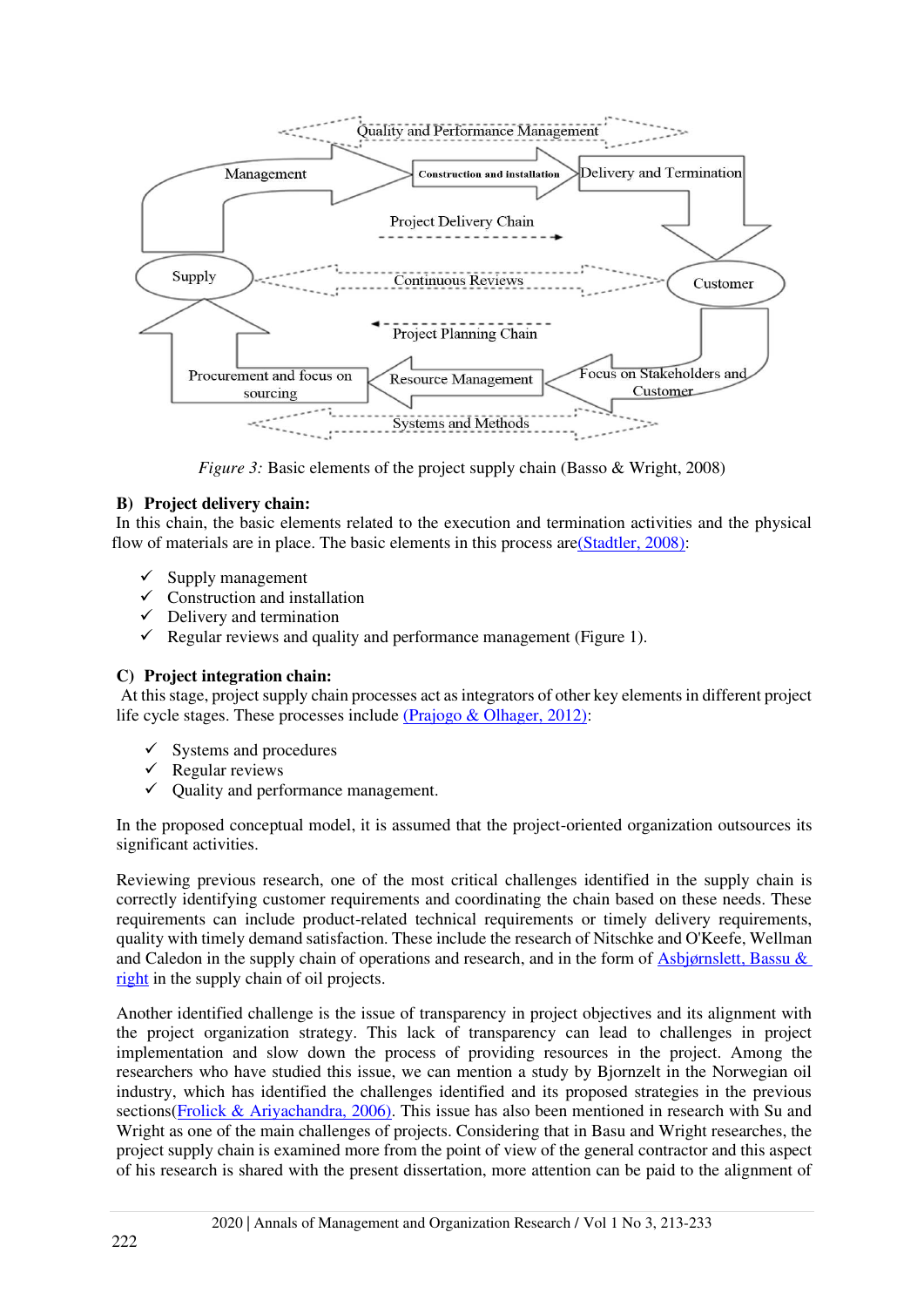*Figure 3:* Basic elements of the project supply chain (Basso & Wright, 2008)

**B) Project delivery chain:**

In this chain, the basic elements related to the execution and termination activities and the physical flow of materials are in place. The basic elements in this process are(Stadtler, 2008):

- ✓ Supply management
- ✓ Construction and installation
- ✓ Delivery and termination
- ✓ Regular reviews and quality and performance management (Figure 1).

**C) Project integration chain:**

At this stage, project supply chain processes act as integrators of other key elements in different project life cycle stages. These processes include (Prajogo & Olhager, 2012):

- ✓ Systems and procedures
- ✓ Regular reviews
- ✓ Quality and performance management.

In the proposed conceptual model, it is assumed that the project-oriented organization outsources its significant activities.

Reviewing previous research, one of the most critical challenges identified in the supply chain is correctly identifying customer requirements and coordinating the chain based on these needs. These requirements can include product-related technical requirements or timely delivery requirements, quality with timely demand satisfaction. These include the research of Nitschke and O'Keefe, Wellman and Caledon in the supply chain of operations and research, and in the form of Asbjørnslett, Bassu & right in the supply chain of oil projects.

Another identified challenge is the issue of transparency in project objectives and its alignment with the project organization strategy. This lack of transparency can lead to challenges in project implementation and slow down the process of providing resources in the project. Among the researchers who have studied this issue, we can mention a study by Bjornzelt in the Norwegian oil industry, which has identified the challenges identified and its proposed strategies in the previous sections(Frolick & Ariyachandra, 2006). This issue has also been mentioned in research with Su and Wright as one of the main challenges of projects. Considering that in Basu and Wright researches, the project supply chain is examined more from the point of view of the general contractor and this aspect of his research is shared with the present dissertation, more attention can be paid to the alignment of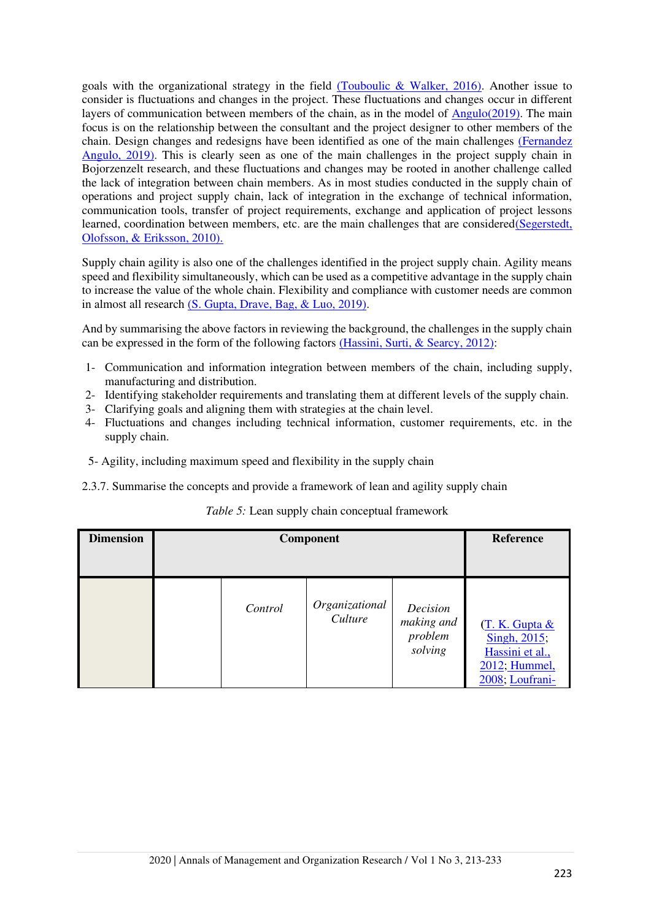goals with the organizational strategy in the field (Touboulic & Walker, 2016). Another issue to consider is fluctuations and changes in the project. These fluctuations and changes occur in different layers of communication between members of the chain, as in the model of Angulo(2019). The main focus is on the relationship between the consultant and the project designer to other members of the chain. Design changes and redesigns have been identified as one of the main challenges (Fernandez Angulo, 2019). This is clearly seen as one of the main challenges in the project supply chain in Bojorzenzelt research, and these fluctuations and changes may be rooted in another challenge called the lack of integration between chain members. As in most studies conducted in the supply chain of operations and project supply chain, lack of integration in the exchange of technical information, communication tools, transfer of project requirements, exchange and application of project lessons learned, coordination between members, etc. are the main challenges that are considered(Segerstedt, Olofsson, & Eriksson, 2010).

Supply chain agility is also one of the challenges identified in the project supply chain. Agility means speed and flexibility simultaneously, which can be used as a competitive advantage in the supply chain to increase the value of the whole chain. Flexibility and compliance with customer needs are common in almost all research (S. Gupta, Drave, Bag, & Luo, 2019).

And by summarising the above factors in reviewing the background, the challenges in the supply chain can be expressed in the form of the following factors (Hassini, Surti, & Searcy, 2012):

1- Communication and information integration between members of the chain, including supply, manufacturing and distribution.
2- Identifying stakeholder requirements and translating them at different levels of the supply chain.
3- Clarifying goals and aligning them with strategies at the chain level.
4- Fluctuations and changes including technical information, customer requirements, etc. in the supply chain.

5- Agility, including maximum speed and flexibility in the supply chain

2.3.7. Summarise the concepts and provide a framework of lean and agility supply chain

*Table 5:* Lean supply chain conceptual framework

| **Dimension** | **Component** | | | | **Reference** |
|---|---|---|---|---|---|
| | | *Control* | *Organizational Culture* | *Decision making and problem solving* | (T. K. Gupta & Singh, 2015; Hassini et al., 2012; Hummel, 2008; Loufrani- |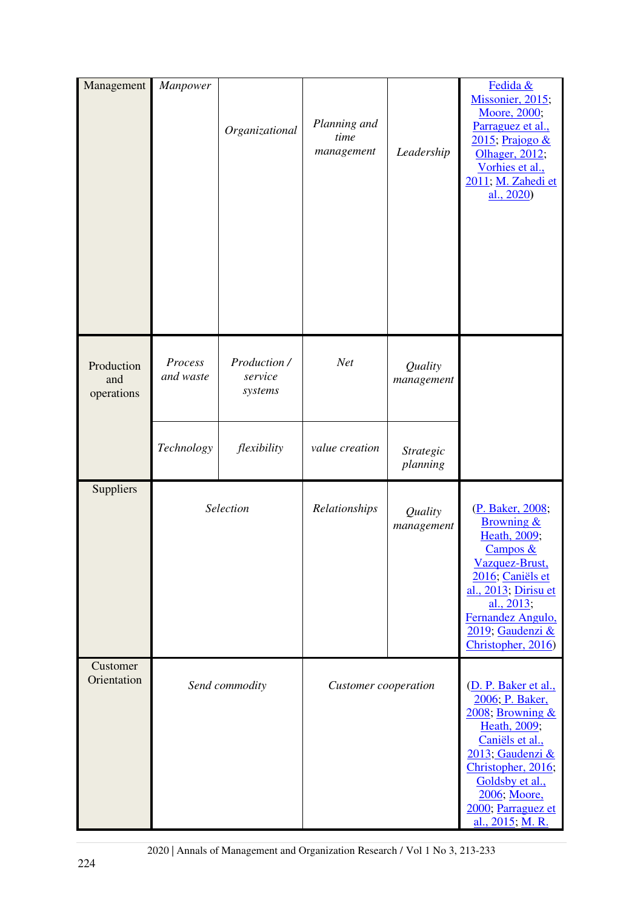| Management | *Manpower* | *Organizational* | *Planning and time management* | *Leadership* | Fedida & Missonier, 2015; Moore, 2000; Parraguez et al., 2015; Prajogo & Olhager, 2012; Vorhies et al., 2011; M. Zahedi et al., 2020) |
|---|---|---|---|---|---|
| Production and operations | *Process and waste* | *Production / service systems* | *Net* | *Quality management* | |
| | *Technology* | *flexibility* | *value creation* | *Strategic planning* | |
| Suppliers | *Selection* | | *Relationships* | *Quality management* | (P. Baker, 2008; Browning & Heath, 2009; Campos & Vazquez-Brust, 2016; Caniëls et al., 2013; Dirisu et al., 2013; Fernandez Angulo, 2019; Gaudenzi & Christopher, 2016) |
| Customer Orientation | *Send commodity* | | *Customer cooperation* | | (D. P. Baker et al., 2006; P. Baker, 2008; Browning & Heath, 2009; Caniëls et al., 2013; Gaudenzi & Christopher, 2016; Goldsby et al., 2006; Moore, 2000; Parraguez et al., 2015; M. R. |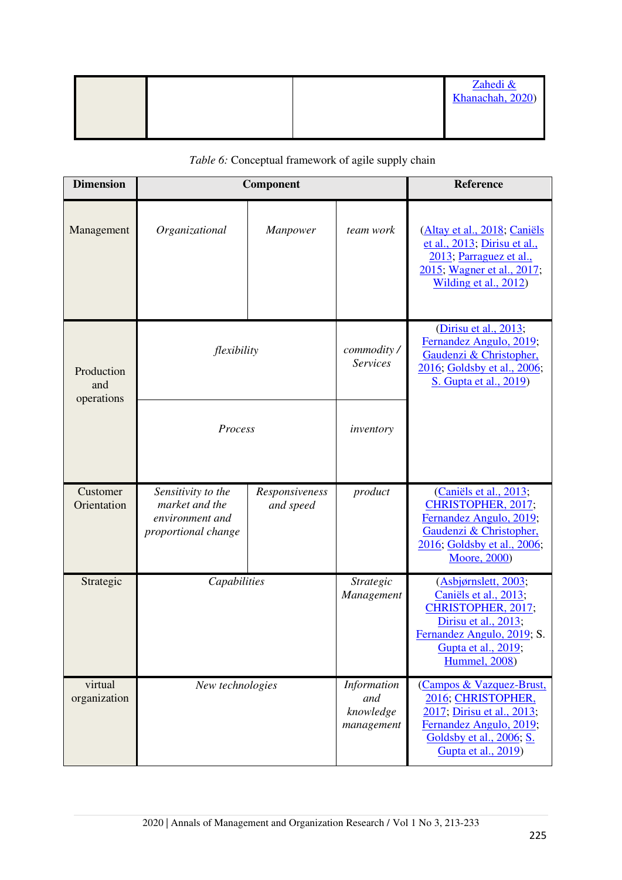| | | | Zahedi & Khanachah, 2020) |
|---|---|---|---|

*Table 6:* Conceptual framework of agile supply chain

| Dimension | Component | | | Reference |
|---|---|---|---|---|
| Management | *Organizational* | *Manpower* | *team work* | (Altay et al., 2018; Caniëls et al., 2013; Dirisu et al., 2013; Parraguez et al., 2015; Wagner et al., 2017; Wilding et al., 2012) |
| Production and operations | *flexibility* | | *commodity / Services* | (Dirisu et al., 2013; Fernandez Angulo, 2019; Gaudenzi & Christopher, 2016; Goldsby et al., 2006; S. Gupta et al., 2019) |
| | *Process* | | *inventory* | |
| Customer Orientation | *Sensitivity to the market and the environment and proportional change* | *Responsiveness and speed* | *product* | (Caniëls et al., 2013; CHRISTOPHER, 2017; Fernandez Angulo, 2019; Gaudenzi & Christopher, 2016; Goldsby et al., 2006; Moore, 2000) |
| Strategic | *Capabilities* | | *Strategic Management* | (Asbjørnslett, 2003; Caniëls et al., 2013; CHRISTOPHER, 2017; Dirisu et al., 2013; Fernandez Angulo, 2019; S. Gupta et al., 2019; Hummel, 2008) |
| virtual organization | *New technologies* | | *Information and knowledge management* | (Campos & Vazquez-Brust, 2016; CHRISTOPHER, 2017; Dirisu et al., 2013; Fernandez Angulo, 2019; Goldsby et al., 2006; S. Gupta et al., 2019) |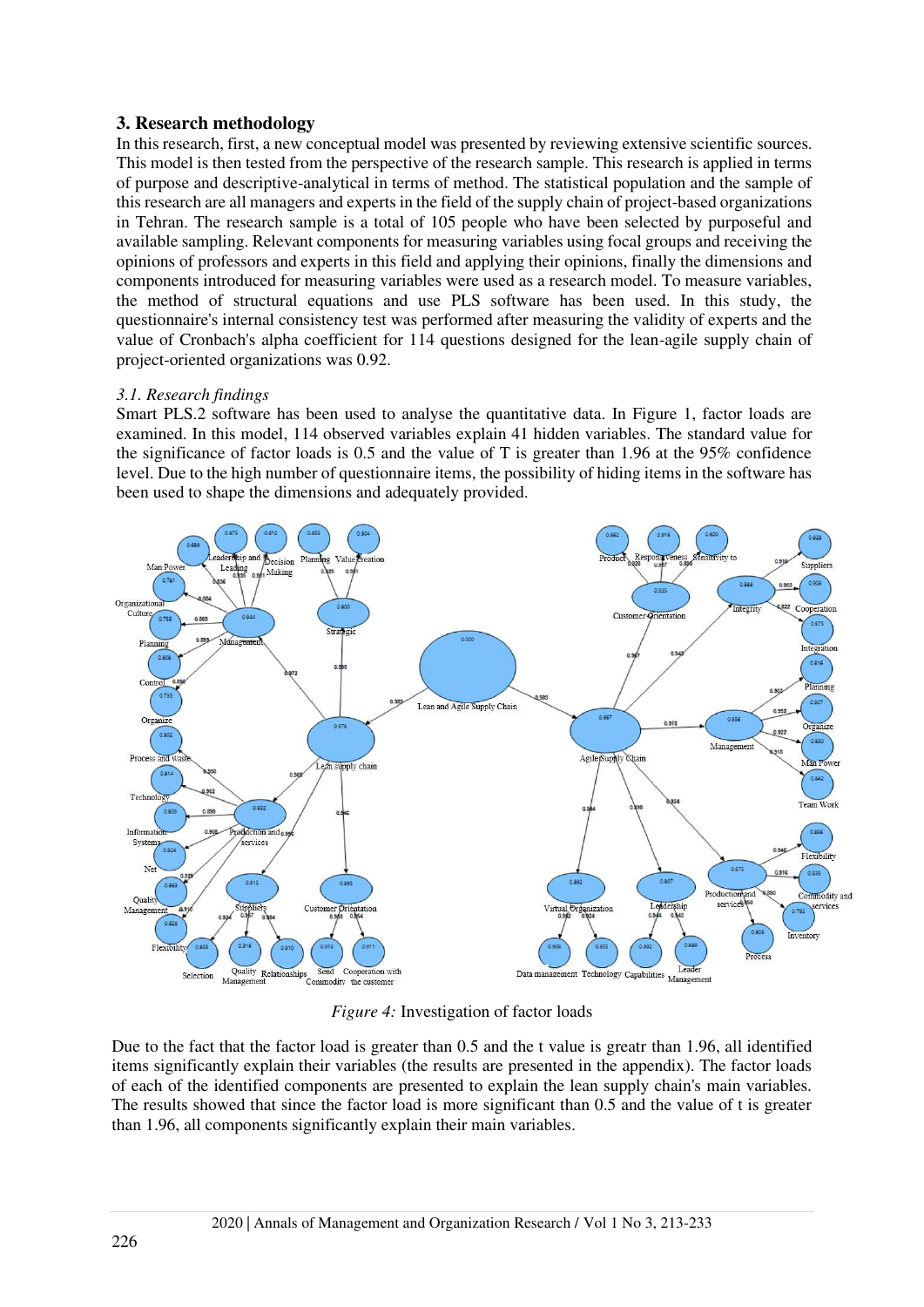## 3. Research methodology

In this research, first, a new conceptual model was presented by reviewing extensive scientific sources. This model is then tested from the perspective of the research sample. This research is applied in terms of purpose and descriptive-analytical in terms of method. The statistical population and the sample of this research are all managers and experts in the field of the supply chain of project-based organizations in Tehran. The research sample is a total of 105 people who have been selected by purposeful and available sampling. Relevant components for measuring variables using focal groups and receiving the opinions of professors and experts in this field and applying their opinions, finally the dimensions and components introduced for measuring variables were used as a research model. To measure variables, the method of structural equations and use PLS software has been used. In this study, the questionnaire's internal consistency test was performed after measuring the validity of experts and the value of Cronbach's alpha coefficient for 114 questions designed for the lean-agile supply chain of project-oriented organizations was 0.92.

### *3.1. Research findings*

Smart PLS.2 software has been used to analyse the quantitative data. In Figure 1, factor loads are examined. In this model, 114 observed variables explain 41 hidden variables. The standard value for the significance of factor loads is 0.5 and the value of T is greater than 1.96 at the 95% confidence level. Due to the high number of questionnaire items, the possibility of hiding items in the software has been used to shape the dimensions and adequately provided.

*Figure 4:* Investigation of factor loads

Due to the fact that the factor load is greater than 0.5 and the t value is greatr than 1.96, all identified items significantly explain their variables (the results are presented in the appendix). The factor loads of each of the identified components are presented to explain the lean supply chain's main variables. The results showed that since the factor load is more significant than 0.5 and the value of t is greater than 1.96, all components significantly explain their main variables.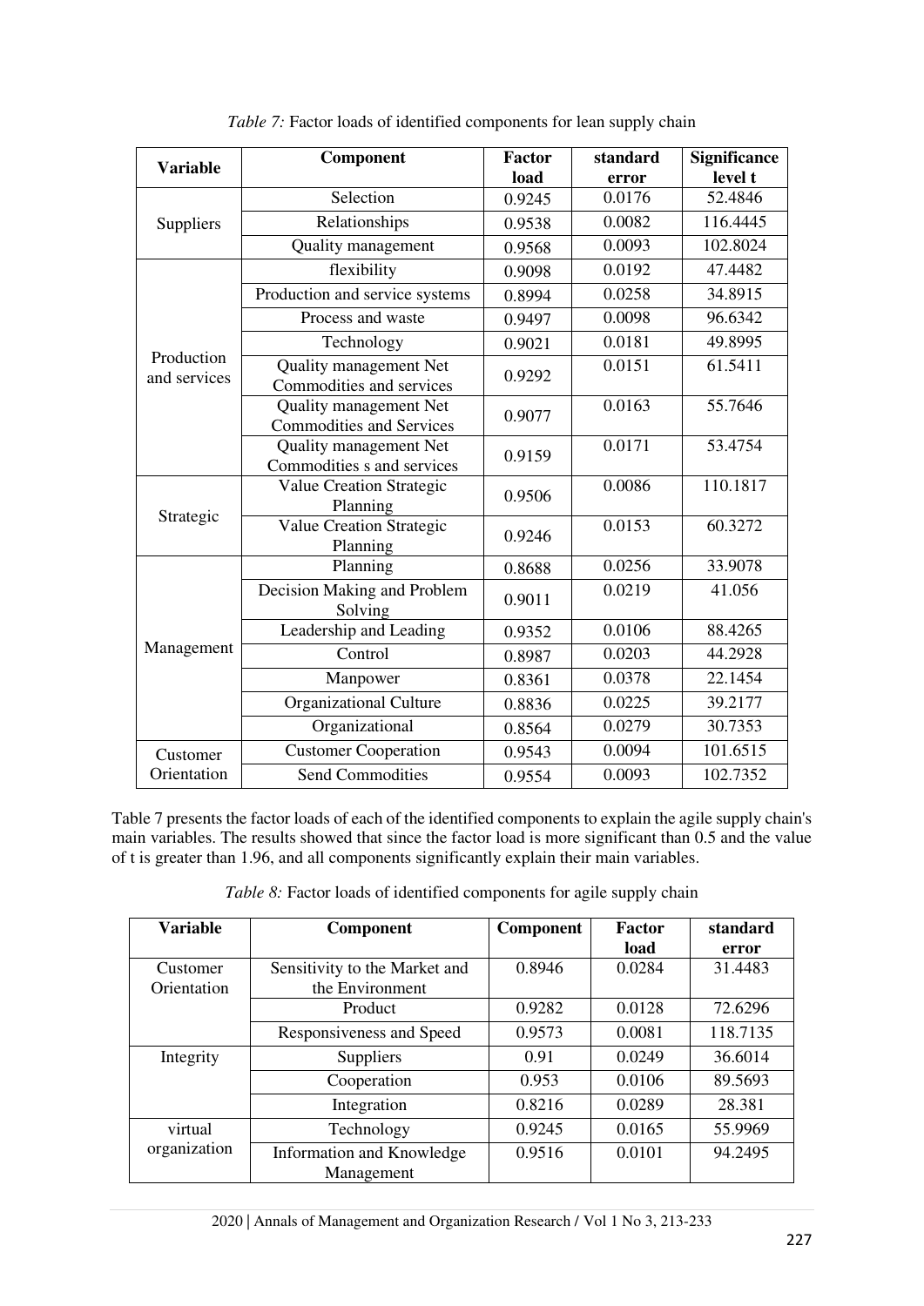*Table 7:* Factor loads of identified components for lean supply chain

| Variable | Component | Factor load | standard error | Significance level t |
|---|---|---|---|---|
| Suppliers | Selection | 0.9245 | 0.0176 | 52.4846 |
| | Relationships | 0.9538 | 0.0082 | 116.4445 |
| | Quality management | 0.9568 | 0.0093 | 102.8024 |
| Production and services | flexibility | 0.9098 | 0.0192 | 47.4482 |
| | Production and service systems | 0.8994 | 0.0258 | 34.8915 |
| | Process and waste | 0.9497 | 0.0098 | 96.6342 |
| | Technology | 0.9021 | 0.0181 | 49.8995 |
| | Quality management Net Commodities and services | 0.9292 | 0.0151 | 61.5411 |
| | Quality management Net Commodities and Services | 0.9077 | 0.0163 | 55.7646 |
| | Quality management Net Commodities s and services | 0.9159 | 0.0171 | 53.4754 |
| Strategic | Value Creation Strategic Planning | 0.9506 | 0.0086 | 110.1817 |
| | Value Creation Strategic Planning | 0.9246 | 0.0153 | 60.3272 |
| Management | Planning | 0.8688 | 0.0256 | 33.9078 |
| | Decision Making and Problem Solving | 0.9011 | 0.0219 | 41.056 |
| | Leadership and Leading | 0.9352 | 0.0106 | 88.4265 |
| | Control | 0.8987 | 0.0203 | 44.2928 |
| | Manpower | 0.8361 | 0.0378 | 22.1454 |
| | Organizational Culture | 0.8836 | 0.0225 | 39.2177 |
| | Organizational | 0.8564 | 0.0279 | 30.7353 |
| Customer Orientation | Customer Cooperation | 0.9543 | 0.0094 | 101.6515 |
| | Send Commodities | 0.9554 | 0.0093 | 102.7352 |

Table 7 presents the factor loads of each of the identified components to explain the agile supply chain's main variables. The results showed that since the factor load is more significant than 0.5 and the value of t is greater than 1.96, and all components significantly explain their main variables.

*Table 8:* Factor loads of identified components for agile supply chain

| Variable | Component | Component | Factor load | standard error |
|---|---|---|---|---|
| Customer Orientation | Sensitivity to the Market and the Environment | 0.8946 | 0.0284 | 31.4483 |
| | Product | 0.9282 | 0.0128 | 72.6296 |
| | Responsiveness and Speed | 0.9573 | 0.0081 | 118.7135 |
| Integrity | Suppliers | 0.91 | 0.0249 | 36.6014 |
| | Cooperation | 0.953 | 0.0106 | 89.5693 |
| | Integration | 0.8216 | 0.0289 | 28.381 |
| virtual organization | Technology | 0.9245 | 0.0165 | 55.9969 |
| | Information and Knowledge Management | 0.9516 | 0.0101 | 94.2495 |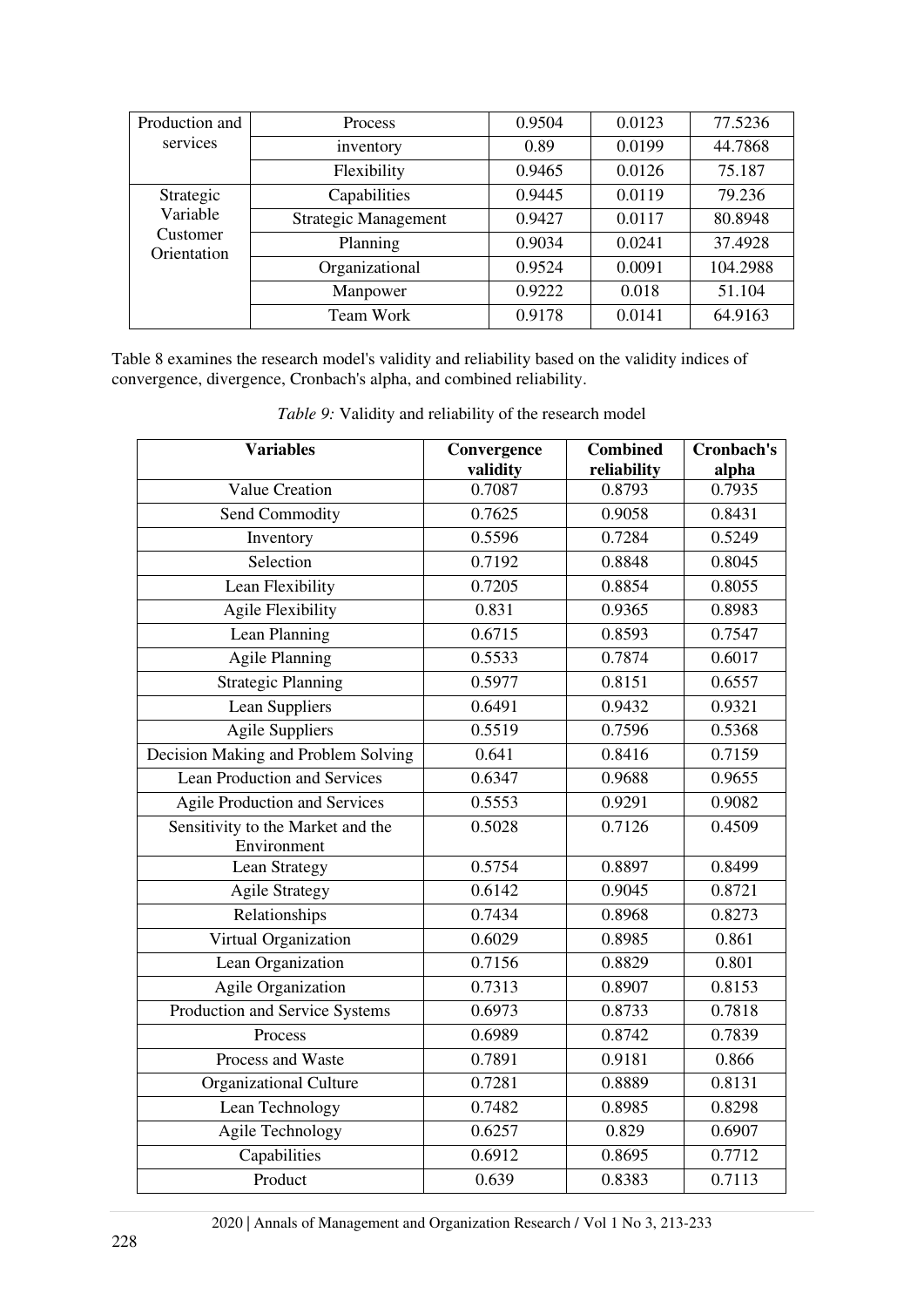| Production and services | Process | 0.9504 | 0.0123 | 77.5236 |
|---|---|---|---|---|
| | inventory | 0.89 | 0.0199 | 44.7868 |
| | Flexibility | 0.9465 | 0.0126 | 75.187 |
| Strategic Variable Customer Orientation | Capabilities | 0.9445 | 0.0119 | 79.236 |
| | Strategic Management | 0.9427 | 0.0117 | 80.8948 |
| | Planning | 0.9034 | 0.0241 | 37.4928 |
| | Organizational | 0.9524 | 0.0091 | 104.2988 |
| | Manpower | 0.9222 | 0.018 | 51.104 |
| | Team Work | 0.9178 | 0.0141 | 64.9163 |

Table 8 examines the research model's validity and reliability based on the validity indices of convergence, divergence, Cronbach's alpha, and combined reliability.

*Table 9:* Validity and reliability of the research model

| Variables | Convergence validity | Combined reliability | Cronbach's alpha |
|---|---|---|---|
| Value Creation | 0.7087 | 0.8793 | 0.7935 |
| Send Commodity | 0.7625 | 0.9058 | 0.8431 |
| Inventory | 0.5596 | 0.7284 | 0.5249 |
| Selection | 0.7192 | 0.8848 | 0.8045 |
| Lean Flexibility | 0.7205 | 0.8854 | 0.8055 |
| Agile Flexibility | 0.831 | 0.9365 | 0.8983 |
| Lean Planning | 0.6715 | 0.8593 | 0.7547 |
| Agile Planning | 0.5533 | 0.7874 | 0.6017 |
| Strategic Planning | 0.5977 | 0.8151 | 0.6557 |
| Lean Suppliers | 0.6491 | 0.9432 | 0.9321 |
| Agile Suppliers | 0.5519 | 0.7596 | 0.5368 |
| Decision Making and Problem Solving | 0.641 | 0.8416 | 0.7159 |
| Lean Production and Services | 0.6347 | 0.9688 | 0.9655 |
| Agile Production and Services | 0.5553 | 0.9291 | 0.9082 |
| Sensitivity to the Market and the Environment | 0.5028 | 0.7126 | 0.4509 |
| Lean Strategy | 0.5754 | 0.8897 | 0.8499 |
| Agile Strategy | 0.6142 | 0.9045 | 0.8721 |
| Relationships | 0.7434 | 0.8968 | 0.8273 |
| Virtual Organization | 0.6029 | 0.8985 | 0.861 |
| Lean Organization | 0.7156 | 0.8829 | 0.801 |
| Agile Organization | 0.7313 | 0.8907 | 0.8153 |
| Production and Service Systems | 0.6973 | 0.8733 | 0.7818 |
| Process | 0.6989 | 0.8742 | 0.7839 |
| Process and Waste | 0.7891 | 0.9181 | 0.866 |
| Organizational Culture | 0.7281 | 0.8889 | 0.8131 |
| Lean Technology | 0.7482 | 0.8985 | 0.8298 |
| Agile Technology | 0.6257 | 0.829 | 0.6907 |
| Capabilities | 0.6912 | 0.8695 | 0.7712 |
| Product | 0.639 | 0.8383 | 0.7113 |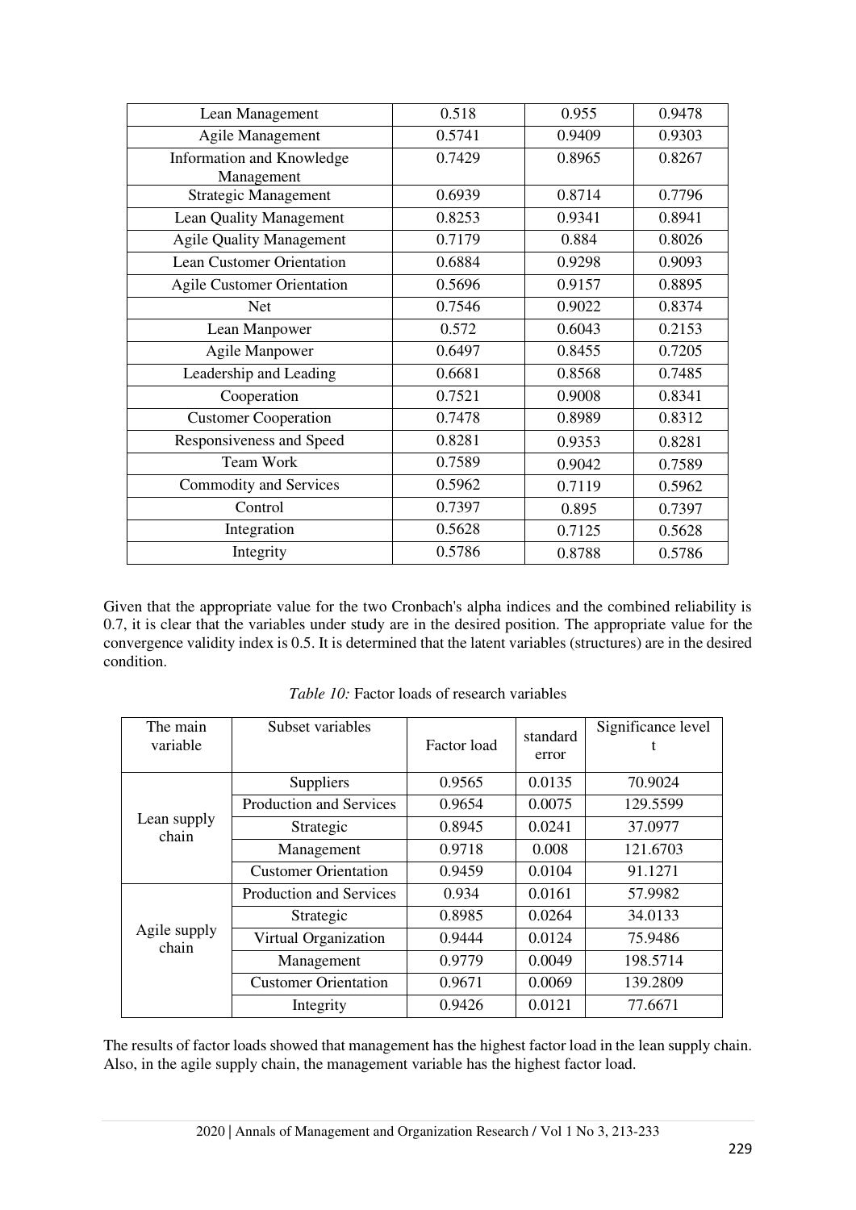| Lean Management | 0.518 | 0.955 | 0.9478 |
|---|---|---|---|
| Agile Management | 0.5741 | 0.9409 | 0.9303 |
| Information and Knowledge Management | 0.7429 | 0.8965 | 0.8267 |
| Strategic Management | 0.6939 | 0.8714 | 0.7796 |
| Lean Quality Management | 0.8253 | 0.9341 | 0.8941 |
| Agile Quality Management | 0.7179 | 0.884 | 0.8026 |
| Lean Customer Orientation | 0.6884 | 0.9298 | 0.9093 |
| Agile Customer Orientation | 0.5696 | 0.9157 | 0.8895 |
| Net | 0.7546 | 0.9022 | 0.8374 |
| Lean Manpower | 0.572 | 0.6043 | 0.2153 |
| Agile Manpower | 0.6497 | 0.8455 | 0.7205 |
| Leadership and Leading | 0.6681 | 0.8568 | 0.7485 |
| Cooperation | 0.7521 | 0.9008 | 0.8341 |
| Customer Cooperation | 0.7478 | 0.8989 | 0.8312 |
| Responsiveness and Speed | 0.8281 | 0.9353 | 0.8281 |
| Team Work | 0.7589 | 0.9042 | 0.7589 |
| Commodity and Services | 0.5962 | 0.7119 | 0.5962 |
| Control | 0.7397 | 0.895 | 0.7397 |
| Integration | 0.5628 | 0.7125 | 0.5628 |
| Integrity | 0.5786 | 0.8788 | 0.5786 |

Given that the appropriate value for the two Cronbach's alpha indices and the combined reliability is 0.7, it is clear that the variables under study are in the desired position. The appropriate value for the convergence validity index is 0.5. It is determined that the latent variables (structures) are in the desired condition.

*Table 10:* Factor loads of research variables

| The main variable | Subset variables | Factor load | standard error | Significance level t |
|---|---|---|---|---|
| Lean supply chain | Suppliers | 0.9565 | 0.0135 | 70.9024 |
| | Production and Services | 0.9654 | 0.0075 | 129.5599 |
| | Strategic | 0.8945 | 0.0241 | 37.0977 |
| | Management | 0.9718 | 0.008 | 121.6703 |
| | Customer Orientation | 0.9459 | 0.0104 | 91.1271 |
| Agile supply chain | Production and Services | 0.934 | 0.0161 | 57.9982 |
| | Strategic | 0.8985 | 0.0264 | 34.0133 |
| | Virtual Organization | 0.9444 | 0.0124 | 75.9486 |
| | Management | 0.9779 | 0.0049 | 198.5714 |
| | Customer Orientation | 0.9671 | 0.0069 | 139.2809 |
| | Integrity | 0.9426 | 0.0121 | 77.6671 |

The results of factor loads showed that management has the highest factor load in the lean supply chain. Also, in the agile supply chain, the management variable has the highest factor load.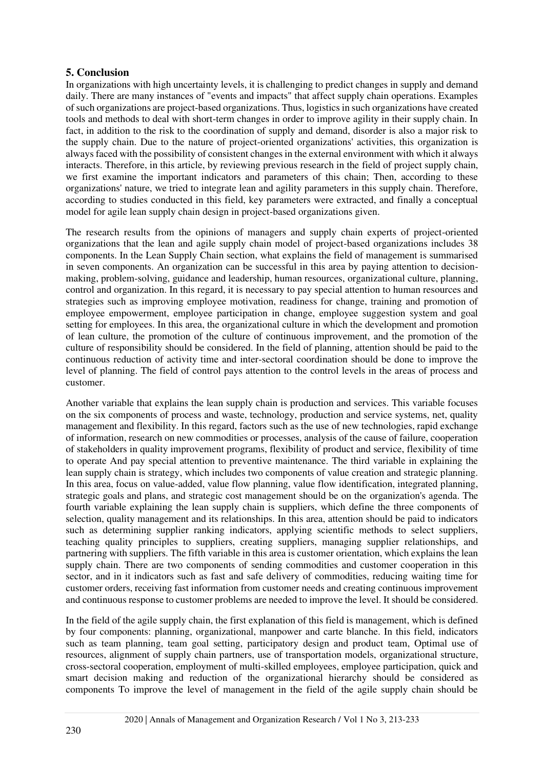## 5. Conclusion

In organizations with high uncertainty levels, it is challenging to predict changes in supply and demand daily. There are many instances of "events and impacts" that affect supply chain operations. Examples of such organizations are project-based organizations. Thus, logistics in such organizations have created tools and methods to deal with short-term changes in order to improve agility in their supply chain. In fact, in addition to the risk to the coordination of supply and demand, disorder is also a major risk to the supply chain. Due to the nature of project-oriented organizations' activities, this organization is always faced with the possibility of consistent changes in the external environment with which it always interacts. Therefore, in this article, by reviewing previous research in the field of project supply chain, we first examine the important indicators and parameters of this chain; Then, according to these organizations' nature, we tried to integrate lean and agility parameters in this supply chain. Therefore, according to studies conducted in this field, key parameters were extracted, and finally a conceptual model for agile lean supply chain design in project-based organizations given.

The research results from the opinions of managers and supply chain experts of project-oriented organizations that the lean and agile supply chain model of project-based organizations includes 38 components. In the Lean Supply Chain section, what explains the field of management is summarised in seven components. An organization can be successful in this area by paying attention to decision-making, problem-solving, guidance and leadership, human resources, organizational culture, planning, control and organization. In this regard, it is necessary to pay special attention to human resources and strategies such as improving employee motivation, readiness for change, training and promotion of employee empowerment, employee participation in change, employee suggestion system and goal setting for employees. In this area, the organizational culture in which the development and promotion of lean culture, the promotion of the culture of continuous improvement, and the promotion of the culture of responsibility should be considered. In the field of planning, attention should be paid to the continuous reduction of activity time and inter-sectoral coordination should be done to improve the level of planning. The field of control pays attention to the control levels in the areas of process and customer.

Another variable that explains the lean supply chain is production and services. This variable focuses on the six components of process and waste, technology, production and service systems, net, quality management and flexibility. In this regard, factors such as the use of new technologies, rapid exchange of information, research on new commodities or processes, analysis of the cause of failure, cooperation of stakeholders in quality improvement programs, flexibility of product and service, flexibility of time to operate And pay special attention to preventive maintenance. The third variable in explaining the lean supply chain is strategy, which includes two components of value creation and strategic planning. In this area, focus on value-added, value flow planning, value flow identification, integrated planning, strategic goals and plans, and strategic cost management should be on the organization's agenda. The fourth variable explaining the lean supply chain is suppliers, which define the three components of selection, quality management and its relationships. In this area, attention should be paid to indicators such as determining supplier ranking indicators, applying scientific methods to select suppliers, teaching quality principles to suppliers, creating suppliers, managing supplier relationships, and partnering with suppliers. The fifth variable in this area is customer orientation, which explains the lean supply chain. There are two components of sending commodities and customer cooperation in this sector, and in it indicators such as fast and safe delivery of commodities, reducing waiting time for customer orders, receiving fast information from customer needs and creating continuous improvement and continuous response to customer problems are needed to improve the level. It should be considered.

In the field of the agile supply chain, the first explanation of this field is management, which is defined by four components: planning, organizational, manpower and carte blanche. In this field, indicators such as team planning, team goal setting, participatory design and product team, Optimal use of resources, alignment of supply chain partners, use of transportation models, organizational structure, cross-sectoral cooperation, employment of multi-skilled employees, employee participation, quick and smart decision making and reduction of the organizational hierarchy should be considered as components To improve the level of management in the field of the agile supply chain should be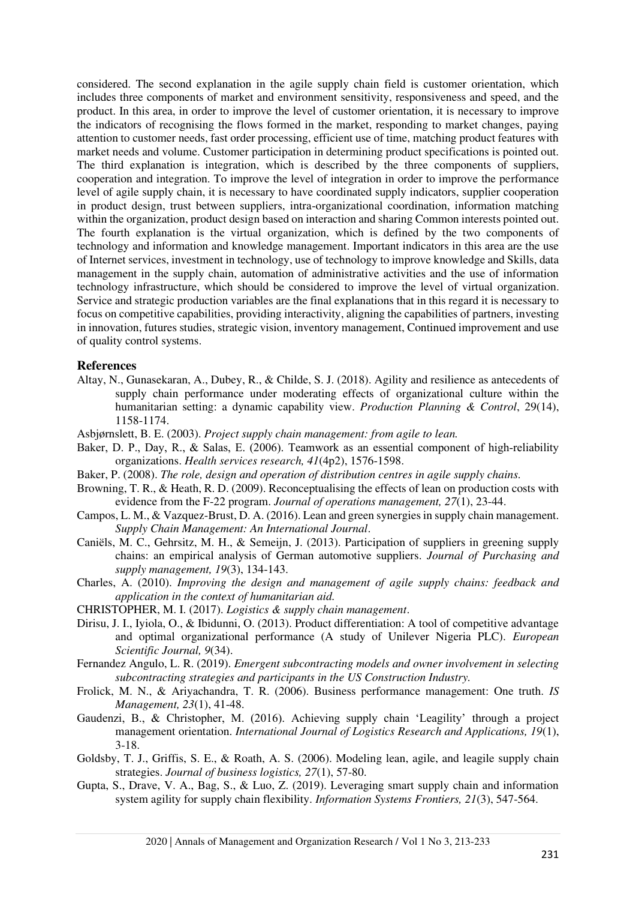considered. The second explanation in the agile supply chain field is customer orientation, which includes three components of market and environment sensitivity, responsiveness and speed, and the product. In this area, in order to improve the level of customer orientation, it is necessary to improve the indicators of recognising the flows formed in the market, responding to market changes, paying attention to customer needs, fast order processing, efficient use of time, matching product features with market needs and volume. Customer participation in determining product specifications is pointed out. The third explanation is integration, which is described by the three components of suppliers, cooperation and integration. To improve the level of integration in order to improve the performance level of agile supply chain, it is necessary to have coordinated supply indicators, supplier cooperation in product design, trust between suppliers, intra-organizational coordination, information matching within the organization, product design based on interaction and sharing Common interests pointed out. The fourth explanation is the virtual organization, which is defined by the two components of technology and information and knowledge management. Important indicators in this area are the use of Internet services, investment in technology, use of technology to improve knowledge and Skills, data management in the supply chain, automation of administrative activities and the use of information technology infrastructure, which should be considered to improve the level of virtual organization. Service and strategic production variables are the final explanations that in this regard it is necessary to focus on competitive capabilities, providing interactivity, aligning the capabilities of partners, investing in innovation, futures studies, strategic vision, inventory management, Continued improvement and use of quality control systems.

## References

Altay, N., Gunasekaran, A., Dubey, R., & Childe, S. J. (2018). Agility and resilience as antecedents of supply chain performance under moderating effects of organizational culture within the humanitarian setting: a dynamic capability view. *Production Planning & Control*, 29(14), 1158-1174.

Asbjørnslett, B. E. (2003). *Project supply chain management: from agile to lean.*

Baker, D. P., Day, R., & Salas, E. (2006). Teamwork as an essential component of high-reliability organizations. *Health services research, 41*(4p2), 1576-1598.

Baker, P. (2008). *The role, design and operation of distribution centres in agile supply chains.*

Browning, T. R., & Heath, R. D. (2009). Reconceptualising the effects of lean on production costs with evidence from the F-22 program. *Journal of operations management, 27*(1), 23-44.

Campos, L. M., & Vazquez-Brust, D. A. (2016). Lean and green synergies in supply chain management. *Supply Chain Management: An International Journal*.

Caniëls, M. C., Gehrsitz, M. H., & Semeijn, J. (2013). Participation of suppliers in greening supply chains: an empirical analysis of German automotive suppliers. *Journal of Purchasing and supply management, 19*(3), 134-143.

Charles, A. (2010). *Improving the design and management of agile supply chains: feedback and application in the context of humanitarian aid.*

CHRISTOPHER, M. I. (2017). *Logistics & supply chain management*.

Dirisu, J. I., Iyiola, O., & Ibidunni, O. (2013). Product differentiation: A tool of competitive advantage and optimal organizational performance (A study of Unilever Nigeria PLC). *European Scientific Journal, 9*(34).

Fernandez Angulo, L. R. (2019). *Emergent subcontracting models and owner involvement in selecting subcontracting strategies and participants in the US Construction Industry.*

Frolick, M. N., & Ariyachandra, T. R. (2006). Business performance management: One truth. *IS Management, 23*(1), 41-48.

Gaudenzi, B., & Christopher, M. (2016). Achieving supply chain 'Leagility' through a project management orientation. *International Journal of Logistics Research and Applications, 19*(1), 3-18.

Goldsby, T. J., Griffis, S. E., & Roath, A. S. (2006). Modeling lean, agile, and leagile supply chain strategies. *Journal of business logistics, 27*(1), 57-80.

Gupta, S., Drave, V. A., Bag, S., & Luo, Z. (2019). Leveraging smart supply chain and information system agility for supply chain flexibility. *Information Systems Frontiers, 21*(3), 547-564.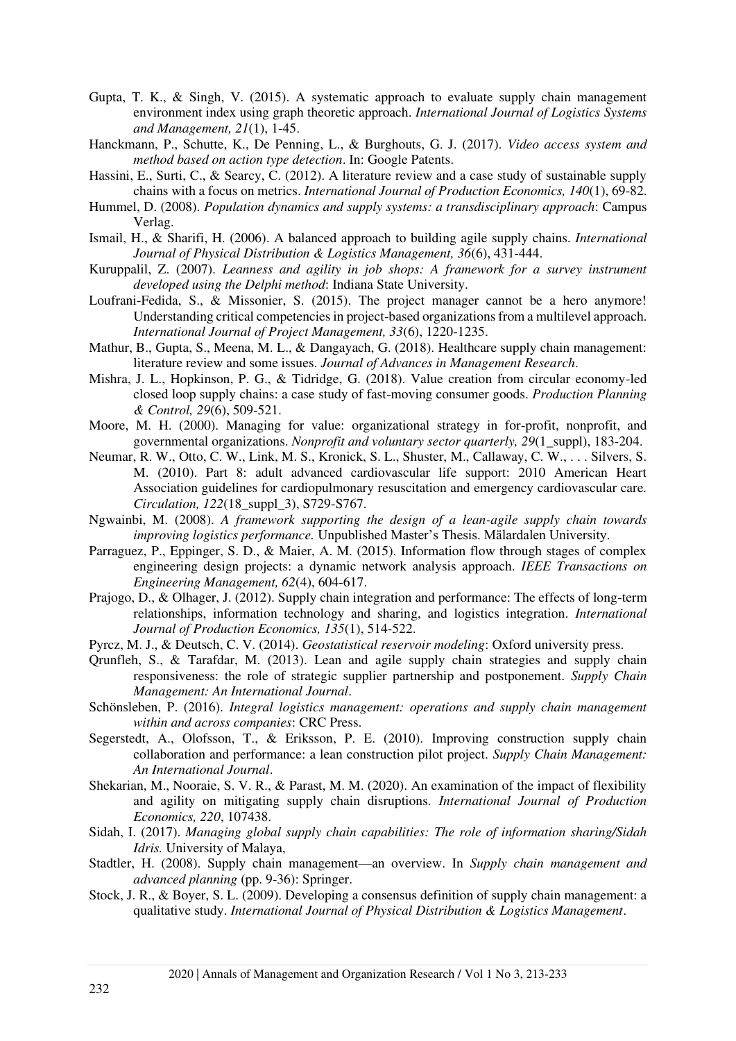Gupta, T. K., & Singh, V. (2015). A systematic approach to evaluate supply chain management environment index using graph theoretic approach. *International Journal of Logistics Systems and Management, 21*(1), 1-45.

Hanckmann, P., Schutte, K., De Penning, L., & Burghouts, G. J. (2017). *Video access system and method based on action type detection*. In: Google Patents.

Hassini, E., Surti, C., & Searcy, C. (2012). A literature review and a case study of sustainable supply chains with a focus on metrics. *International Journal of Production Economics, 140*(1), 69-82.

Hummel, D. (2008). *Population dynamics and supply systems: a transdisciplinary approach*: Campus Verlag.

Ismail, H., & Sharifi, H. (2006). A balanced approach to building agile supply chains. *International Journal of Physical Distribution & Logistics Management, 36*(6), 431-444.

Kuruppalil, Z. (2007). *Leanness and agility in job shops: A framework for a survey instrument developed using the Delphi method*: Indiana State University.

Loufrani-Fedida, S., & Missonier, S. (2015). The project manager cannot be a hero anymore! Understanding critical competencies in project-based organizations from a multilevel approach. *International Journal of Project Management, 33*(6), 1220-1235.

Mathur, B., Gupta, S., Meena, M. L., & Dangayach, G. (2018). Healthcare supply chain management: literature review and some issues. *Journal of Advances in Management Research*.

Mishra, J. L., Hopkinson, P. G., & Tidridge, G. (2018). Value creation from circular economy-led closed loop supply chains: a case study of fast-moving consumer goods. *Production Planning & Control, 29*(6), 509-521.

Moore, M. H. (2000). Managing for value: organizational strategy in for-profit, nonprofit, and governmental organizations. *Nonprofit and voluntary sector quarterly, 29*(1_suppl), 183-204.

Neumar, R. W., Otto, C. W., Link, M. S., Kronick, S. L., Shuster, M., Callaway, C. W., . . . Silvers, S. M. (2010). Part 8: adult advanced cardiovascular life support: 2010 American Heart Association guidelines for cardiopulmonary resuscitation and emergency cardiovascular care. *Circulation, 122*(18_suppl_3), S729-S767.

Ngwainbi, M. (2008). *A framework supporting the design of a lean-agile supply chain towards improving logistics performance.* Unpublished Master's Thesis. Mälardalen University.

Parraguez, P., Eppinger, S. D., & Maier, A. M. (2015). Information flow through stages of complex engineering design projects: a dynamic network analysis approach. *IEEE Transactions on Engineering Management, 62*(4), 604-617.

Prajogo, D., & Olhager, J. (2012). Supply chain integration and performance: The effects of long-term relationships, information technology and sharing, and logistics integration. *International Journal of Production Economics, 135*(1), 514-522.

Pyrcz, M. J., & Deutsch, C. V. (2014). *Geostatistical reservoir modeling*: Oxford university press.

Qrunfleh, S., & Tarafdar, M. (2013). Lean and agile supply chain strategies and supply chain responsiveness: the role of strategic supplier partnership and postponement. *Supply Chain Management: An International Journal*.

Schönsleben, P. (2016). *Integral logistics management: operations and supply chain management within and across companies*: CRC Press.

Segerstedt, A., Olofsson, T., & Eriksson, P. E. (2010). Improving construction supply chain collaboration and performance: a lean construction pilot project. *Supply Chain Management: An International Journal*.

Shekarian, M., Nooraie, S. V. R., & Parast, M. M. (2020). An examination of the impact of flexibility and agility on mitigating supply chain disruptions. *International Journal of Production Economics, 220*, 107438.

Sidah, I. (2017). *Managing global supply chain capabilities: The role of information sharing/Sidah Idris.* University of Malaya,

Stadtler, H. (2008). Supply chain management—an overview. In *Supply chain management and advanced planning* (pp. 9-36): Springer.

Stock, J. R., & Boyer, S. L. (2009). Developing a consensus definition of supply chain management: a qualitative study. *International Journal of Physical Distribution & Logistics Management*.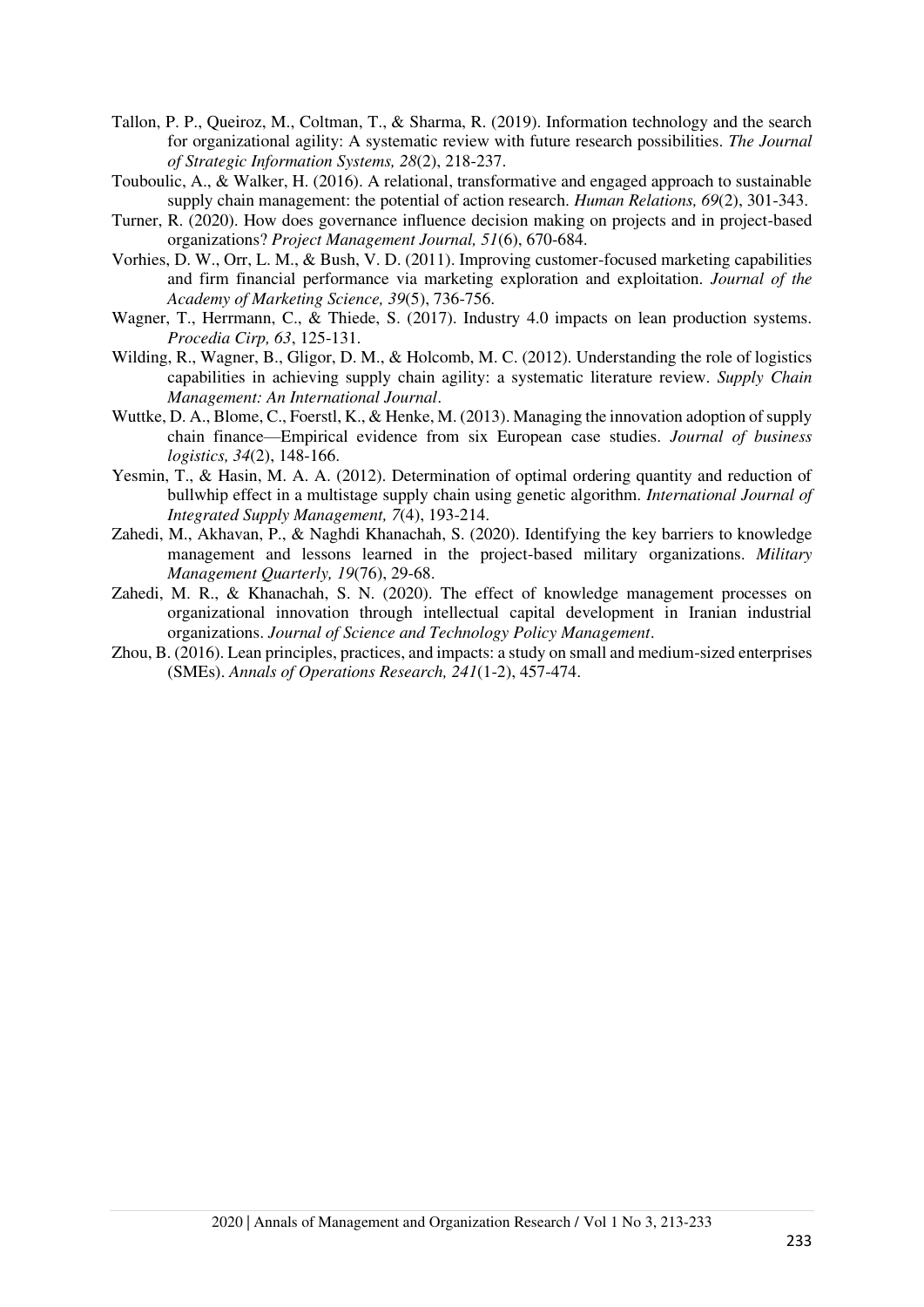Tallon, P. P., Queiroz, M., Coltman, T., & Sharma, R. (2019). Information technology and the search for organizational agility: A systematic review with future research possibilities. *The Journal of Strategic Information Systems, 28*(2), 218-237.

Touboulic, A., & Walker, H. (2016). A relational, transformative and engaged approach to sustainable supply chain management: the potential of action research. *Human Relations, 69*(2), 301-343.

Turner, R. (2020). How does governance influence decision making on projects and in project-based organizations? *Project Management Journal, 51*(6), 670-684.

Vorhies, D. W., Orr, L. M., & Bush, V. D. (2011). Improving customer-focused marketing capabilities and firm financial performance via marketing exploration and exploitation. *Journal of the Academy of Marketing Science, 39*(5), 736-756.

Wagner, T., Herrmann, C., & Thiede, S. (2017). Industry 4.0 impacts on lean production systems. *Procedia Cirp, 63*, 125-131.

Wilding, R., Wagner, B., Gligor, D. M., & Holcomb, M. C. (2012). Understanding the role of logistics capabilities in achieving supply chain agility: a systematic literature review. *Supply Chain Management: An International Journal*.

Wuttke, D. A., Blome, C., Foerstl, K., & Henke, M. (2013). Managing the innovation adoption of supply chain finance—Empirical evidence from six European case studies. *Journal of business logistics, 34*(2), 148-166.

Yesmin, T., & Hasin, M. A. A. (2012). Determination of optimal ordering quantity and reduction of bullwhip effect in a multistage supply chain using genetic algorithm. *International Journal of Integrated Supply Management, 7*(4), 193-214.

Zahedi, M., Akhavan, P., & Naghdi Khanachah, S. (2020). Identifying the key barriers to knowledge management and lessons learned in the project-based military organizations. *Military Management Quarterly, 19*(76), 29-68.

Zahedi, M. R., & Khanachah, S. N. (2020). The effect of knowledge management processes on organizational innovation through intellectual capital development in Iranian industrial organizations. *Journal of Science and Technology Policy Management*.

Zhou, B. (2016). Lean principles, practices, and impacts: a study on small and medium-sized enterprises (SMEs). *Annals of Operations Research, 241*(1-2), 457-474.